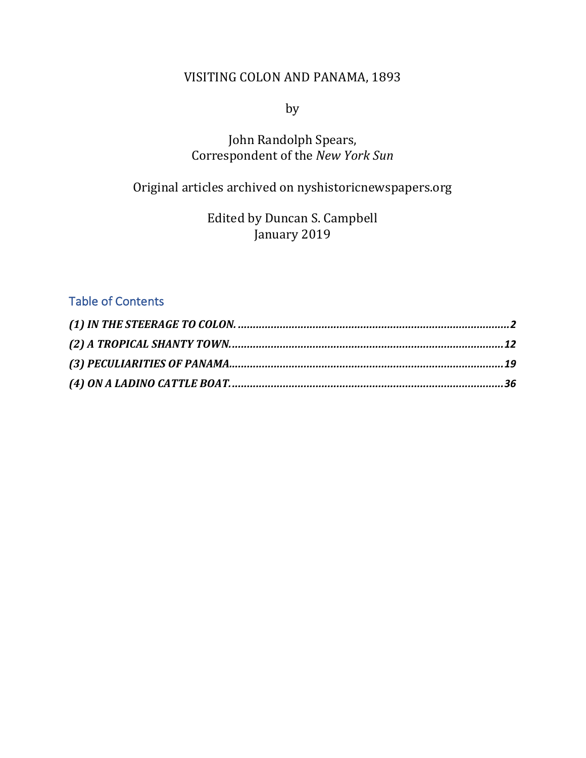# VISITING COLON AND PANAMA, 1893

by

John Randolph Spears,
Correspondent of the *New York Sun*

Original articles archived on nyshistoricnewspapers.org

Edited by Duncan S. Campbell
January 2019

## Table of Contents

***(1) IN THE STEERAGE TO COLON. ......................................................................................2***

***(2) A TROPICAL SHANTY TOWN. ....................................................................................12***

***(3) PECULIARITIES OF PANAMA......................................................................................19***

***(4) ON A LADINO CATTLE BOAT. .....................................................................................36***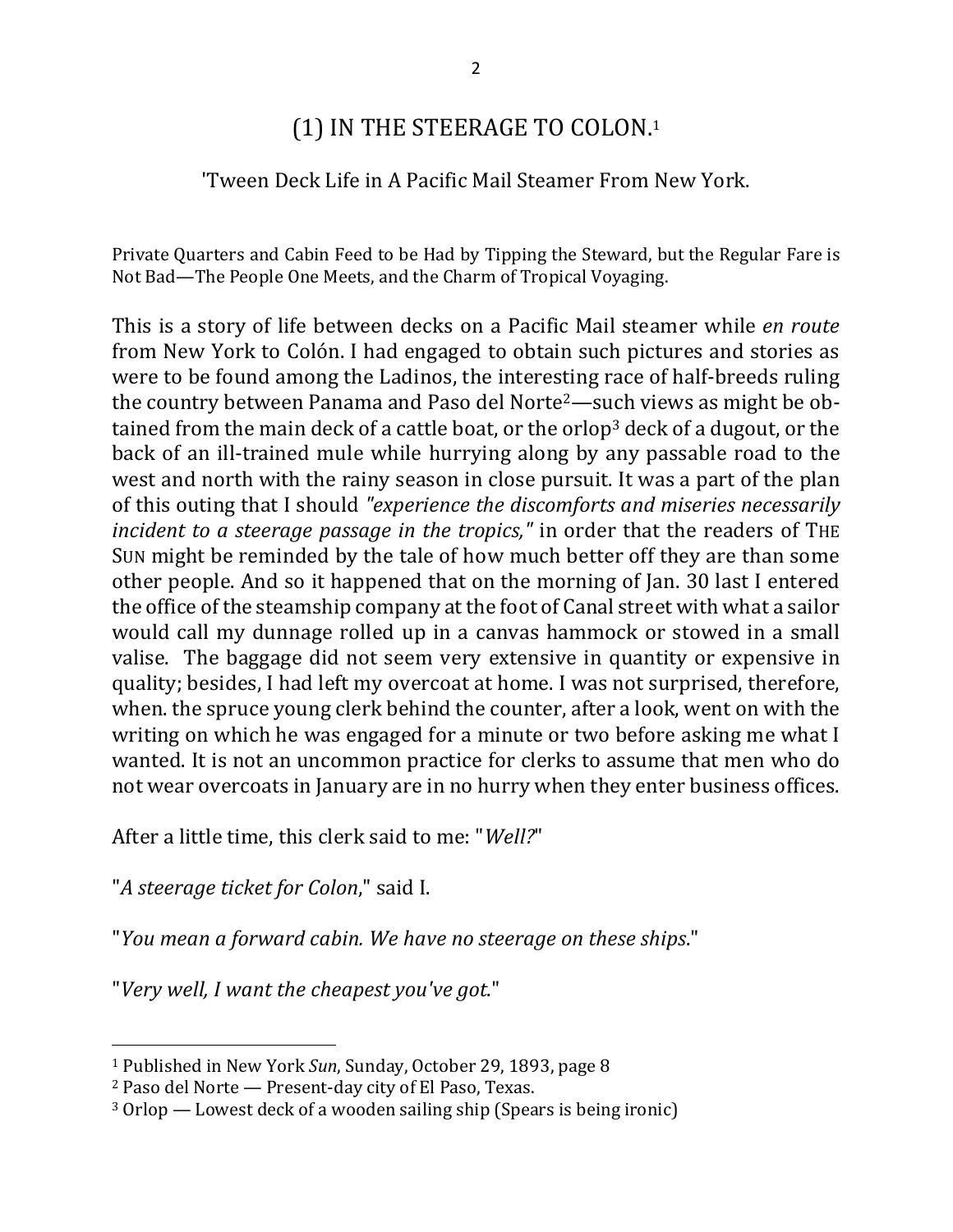# (1) IN THE STEERAGE TO COLON.[1]

## 'Tween Deck Life in A Pacific Mail Steamer From New York.

Private Quarters and Cabin Feed to be Had by Tipping the Steward, but the Regular Fare is Not Bad—The People One Meets, and the Charm of Tropical Voyaging.

This is a story of life between decks on a Pacific Mail steamer while *en route* from New York to Colón. I had engaged to obtain such pictures and stories as were to be found among the Ladinos, the interesting race of half-breeds ruling the country between Panama and Paso del Norte[2]—such views as might be obtained from the main deck of a cattle boat, or the orlop[3] deck of a dugout, or the back of an ill-trained mule while hurrying along by any passable road to the west and north with the rainy season in close pursuit. It was a part of the plan of this outing that I should *"experience the discomforts and miseries necessarily incident to a steerage passage in the tropics,"* in order that the readers of THE SUN might be reminded by the tale of how much better off they are than some other people. And so it happened that on the morning of Jan. 30 last I entered the office of the steamship company at the foot of Canal street with what a sailor would call my dunnage rolled up in a canvas hammock or stowed in a small valise. The baggage did not seem very extensive in quantity or expensive in quality; besides, I had left my overcoat at home. I was not surprised, therefore, when. the spruce young clerk behind the counter, after a look, went on with the writing on which he was engaged for a minute or two before asking me what I wanted. It is not an uncommon practice for clerks to assume that men who do not wear overcoats in January are in no hurry when they enter business offices.

After a little time, this clerk said to me: "*Well?*"

"*A steerage ticket for Colon*," said I.

"*You mean a forward cabin. We have no steerage on these ships*."

"*Very well, I want the cheapest you've got*."

---

[1] Published in New York *Sun*, Sunday, October 29, 1893, page 8

[2] Paso del Norte — Present-day city of El Paso, Texas.

[3] Orlop — Lowest deck of a wooden sailing ship (Spears is being ironic)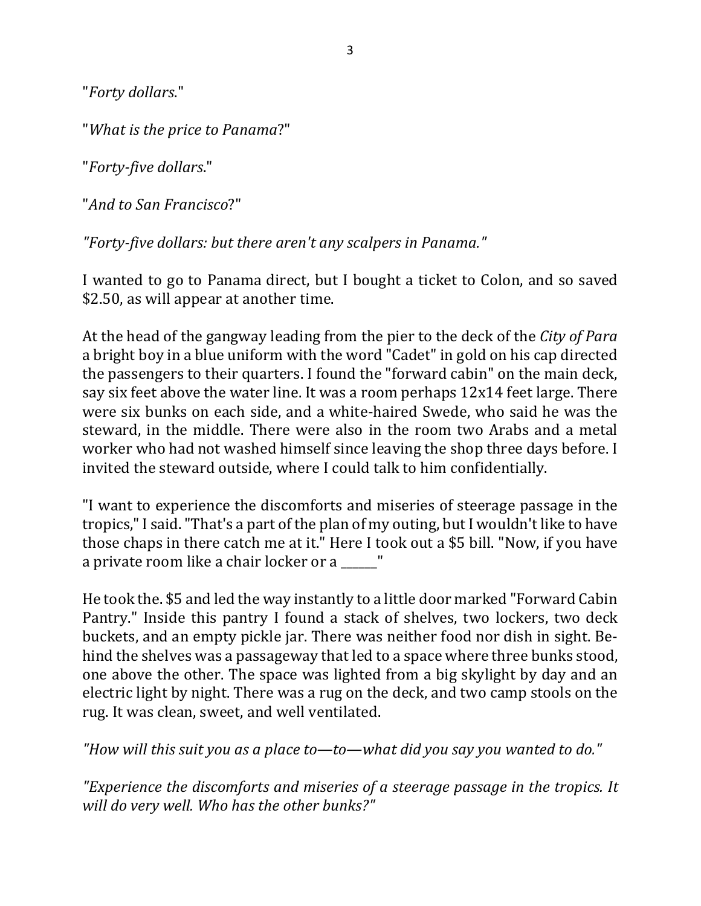"*Forty dollars*."

"*What is the price to Panama*?"

"*Forty-five dollars*."

"*And to San Francisco*?"

*"Forty-five dollars: but there aren't any scalpers in Panama."*

I wanted to go to Panama direct, but I bought a ticket to Colon, and so saved $2.50, as will appear at another time.

At the head of the gangway leading from the pier to the deck of the *City of Para* a bright boy in a blue uniform with the word "Cadet" in gold on his cap directed the passengers to their quarters. I found the "forward cabin" on the main deck, say six feet above the water line. It was a room perhaps 12x14 feet large. There were six bunks on each side, and a white-haired Swede, who said he was the steward, in the middle. There were also in the room two Arabs and a metal worker who had not washed himself since leaving the shop three days before. I invited the steward outside, where I could talk to him confidentially.

"I want to experience the discomforts and miseries of steerage passage in the tropics," I said. "That's a part of the plan of my outing, but I wouldn't like to have those chaps in there catch me at it." Here I took out a $5 bill. "Now, if you have a private room like a chair locker or a ______"

He took the. $5 and led the way instantly to a little door marked "Forward Cabin Pantry." Inside this pantry I found a stack of shelves, two lockers, two deck buckets, and an empty pickle jar. There was neither food nor dish in sight. Behind the shelves was a passageway that led to a space where three bunks stood, one above the other. The space was lighted from a big skylight by day and an electric light by night. There was a rug on the deck, and two camp stools on the rug. It was clean, sweet, and well ventilated.

*"How will this suit you as a place to—to—what did you say you wanted to do."*

*"Experience the discomforts and miseries of a steerage passage in the tropics. It will do very well. Who has the other bunks?"*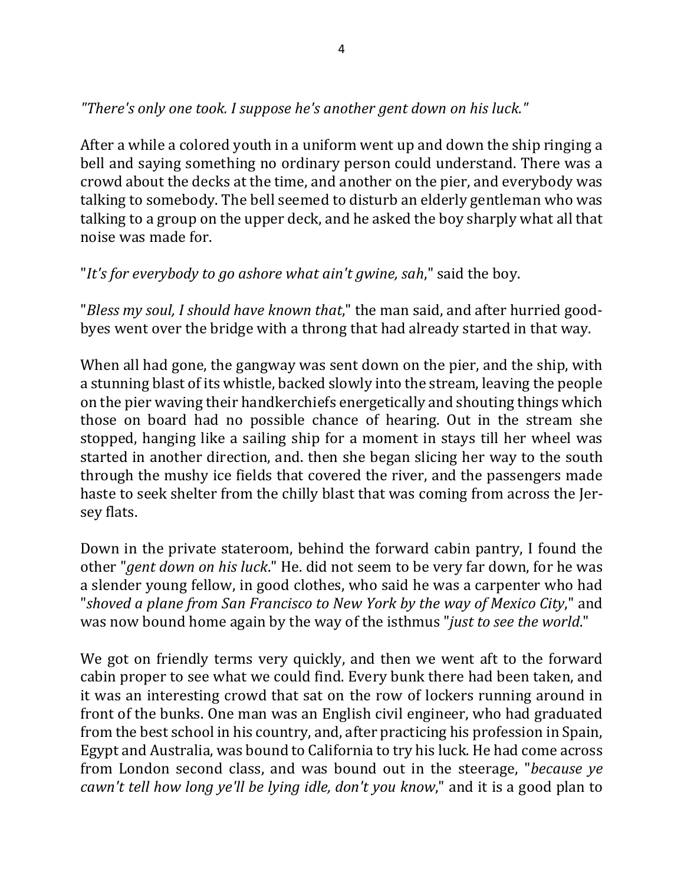*"There's only one took. I suppose he's another gent down on his luck."*

After a while a colored youth in a uniform went up and down the ship ringing a bell and saying something no ordinary person could understand. There was a crowd about the decks at the time, and another on the pier, and everybody was talking to somebody. The bell seemed to disturb an elderly gentleman who was talking to a group on the upper deck, and he asked the boy sharply what all that noise was made for.

"*It's for everybody to go ashore what ain't gwine, sah*," said the boy.

"*Bless my soul, I should have known that*," the man said, and after hurried good-byes went over the bridge with a throng that had already started in that way.

When all had gone, the gangway was sent down on the pier, and the ship, with a stunning blast of its whistle, backed slowly into the stream, leaving the people on the pier waving their handkerchiefs energetically and shouting things which those on board had no possible chance of hearing. Out in the stream she stopped, hanging like a sailing ship for a moment in stays till her wheel was started in another direction, and. then she began slicing her way to the south through the mushy ice fields that covered the river, and the passengers made haste to seek shelter from the chilly blast that was coming from across the Jersey flats.

Down in the private stateroom, behind the forward cabin pantry, I found the other "*gent down on his luck*." He. did not seem to be very far down, for he was a slender young fellow, in good clothes, who said he was a carpenter who had "*shoved a plane from San Francisco to New York by the way of Mexico City*," and was now bound home again by the way of the isthmus "*just to see the world*."

We got on friendly terms very quickly, and then we went aft to the forward cabin proper to see what we could find. Every bunk there had been taken, and it was an interesting crowd that sat on the row of lockers running around in front of the bunks. One man was an English civil engineer, who had graduated from the best school in his country, and, after practicing his profession in Spain, Egypt and Australia, was bound to California to try his luck. He had come across from London second class, and was bound out in the steerage, "*because ye cawn't tell how long ye'll be lying idle, don't you know*," and it is a good plan to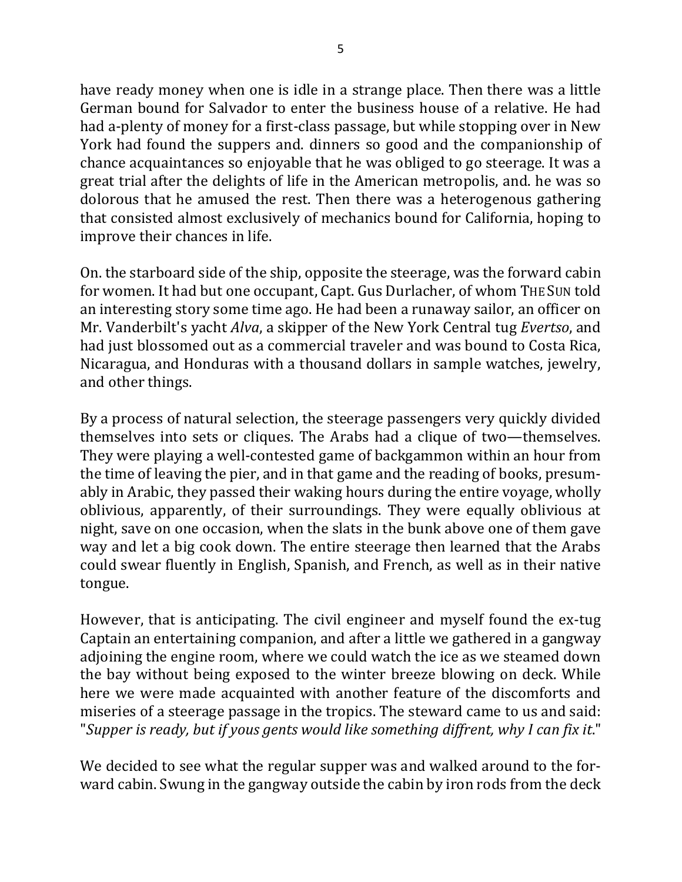have ready money when one is idle in a strange place. Then there was a little German bound for Salvador to enter the business house of a relative. He had had a-plenty of money for a first-class passage, but while stopping over in New York had found the suppers and. dinners so good and the companionship of chance acquaintances so enjoyable that he was obliged to go steerage. It was a great trial after the delights of life in the American metropolis, and. he was so dolorous that he amused the rest. Then there was a heterogenous gathering that consisted almost exclusively of mechanics bound for California, hoping to improve their chances in life.

On. the starboard side of the ship, opposite the steerage, was the forward cabin for women. It had but one occupant, Capt. Gus Durlacher, of whom THE SUN told an interesting story some time ago. He had been a runaway sailor, an officer on Mr. Vanderbilt's yacht *Alva*, a skipper of the New York Central tug *Evertso*, and had just blossomed out as a commercial traveler and was bound to Costa Rica, Nicaragua, and Honduras with a thousand dollars in sample watches, jewelry, and other things.

By a process of natural selection, the steerage passengers very quickly divided themselves into sets or cliques. The Arabs had a clique of two—themselves. They were playing a well-contested game of backgammon within an hour from the time of leaving the pier, and in that game and the reading of books, presumably in Arabic, they passed their waking hours during the entire voyage, wholly oblivious, apparently, of their surroundings. They were equally oblivious at night, save on one occasion, when the slats in the bunk above one of them gave way and let a big cook down. The entire steerage then learned that the Arabs could swear fluently in English, Spanish, and French, as well as in their native tongue.

However, that is anticipating. The civil engineer and myself found the ex-tug Captain an entertaining companion, and after a little we gathered in a gangway adjoining the engine room, where we could watch the ice as we steamed down the bay without being exposed to the winter breeze blowing on deck. While here we were made acquainted with another feature of the discomforts and miseries of a steerage passage in the tropics. The steward came to us and said: "*Supper is ready, but if yous gents would like something diffrent, why I can fix it*."

We decided to see what the regular supper was and walked around to the forward cabin. Swung in the gangway outside the cabin by iron rods from the deck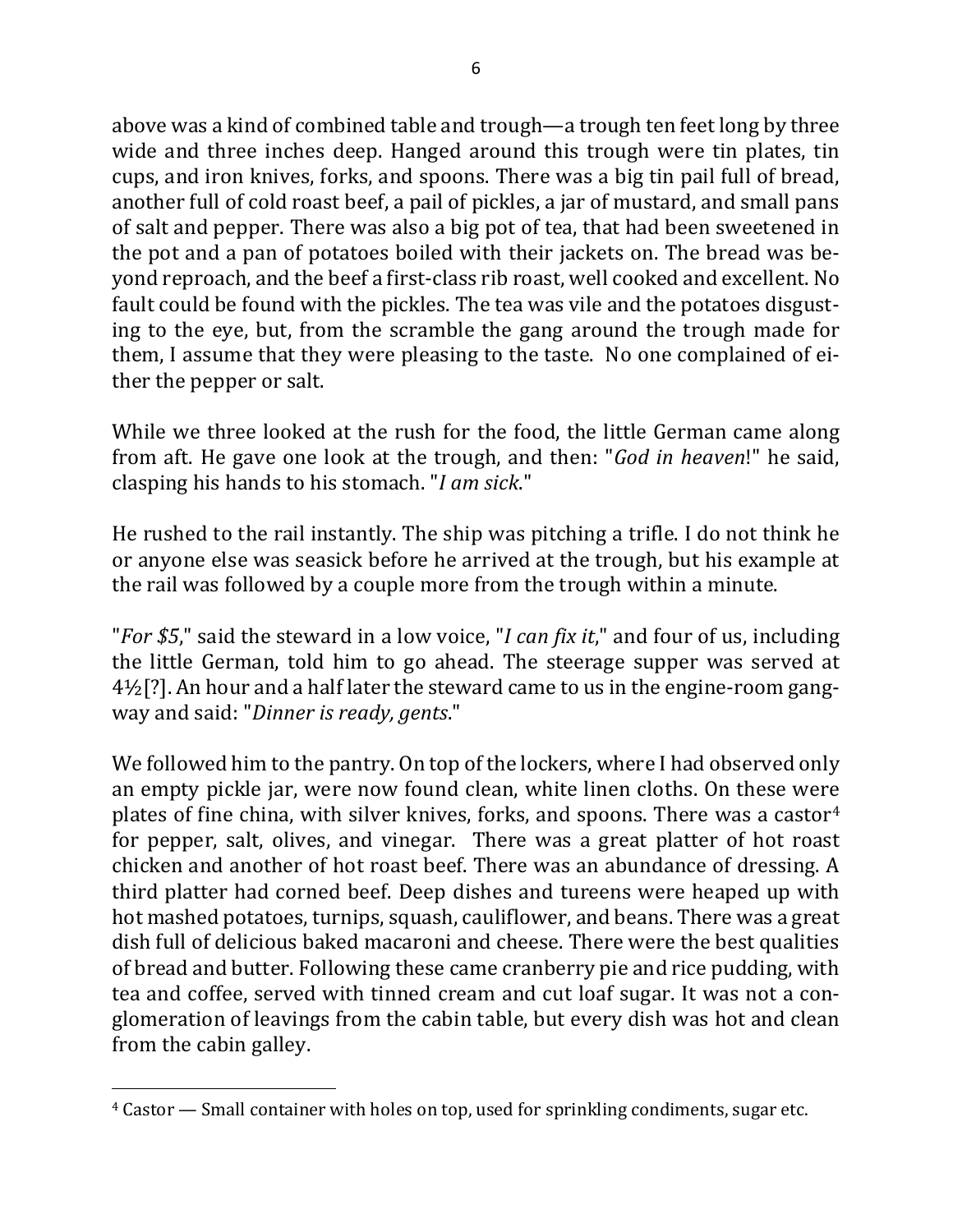above was a kind of combined table and trough—a trough ten feet long by three wide and three inches deep. Hanged around this trough were tin plates, tin cups, and iron knives, forks, and spoons. There was a big tin pail full of bread, another full of cold roast beef, a pail of pickles, a jar of mustard, and small pans of salt and pepper. There was also a big pot of tea, that had been sweetened in the pot and a pan of potatoes boiled with their jackets on. The bread was beyond reproach, and the beef a first-class rib roast, well cooked and excellent. No fault could be found with the pickles. The tea was vile and the potatoes disgusting to the eye, but, from the scramble the gang around the trough made for them, I assume that they were pleasing to the taste. No one complained of either the pepper or salt.

While we three looked at the rush for the food, the little German came along from aft. He gave one look at the trough, and then: "*God in heaven*!" he said, clasping his hands to his stomach. "*I am sick*."

He rushed to the rail instantly. The ship was pitching a trifle. I do not think he or anyone else was seasick before he arrived at the trough, but his example at the rail was followed by a couple more from the trough within a minute.

"*For $5*," said the steward in a low voice, "*I can fix it*," and four of us, including the little German, told him to go ahead. The steerage supper was served at 4½[?]. An hour and a half later the steward came to us in the engine-room gangway and said: "*Dinner is ready, gents*."

We followed him to the pantry. On top of the lockers, where I had observed only an empty pickle jar, were now found clean, white linen cloths. On these were plates of fine china, with silver knives, forks, and spoons. There was a castor[4] for pepper, salt, olives, and vinegar. There was a great platter of hot roast chicken and another of hot roast beef. There was an abundance of dressing. A third platter had corned beef. Deep dishes and tureens were heaped up with hot mashed potatoes, turnips, squash, cauliflower, and beans. There was a great dish full of delicious baked macaroni and cheese. There were the best qualities of bread and butter. Following these came cranberry pie and rice pudding, with tea and coffee, served with tinned cream and cut loaf sugar. It was not a conglomeration of leavings from the cabin table, but every dish was hot and clean from the cabin galley.

[4] Castor — Small container with holes on top, used for sprinkling condiments, sugar etc.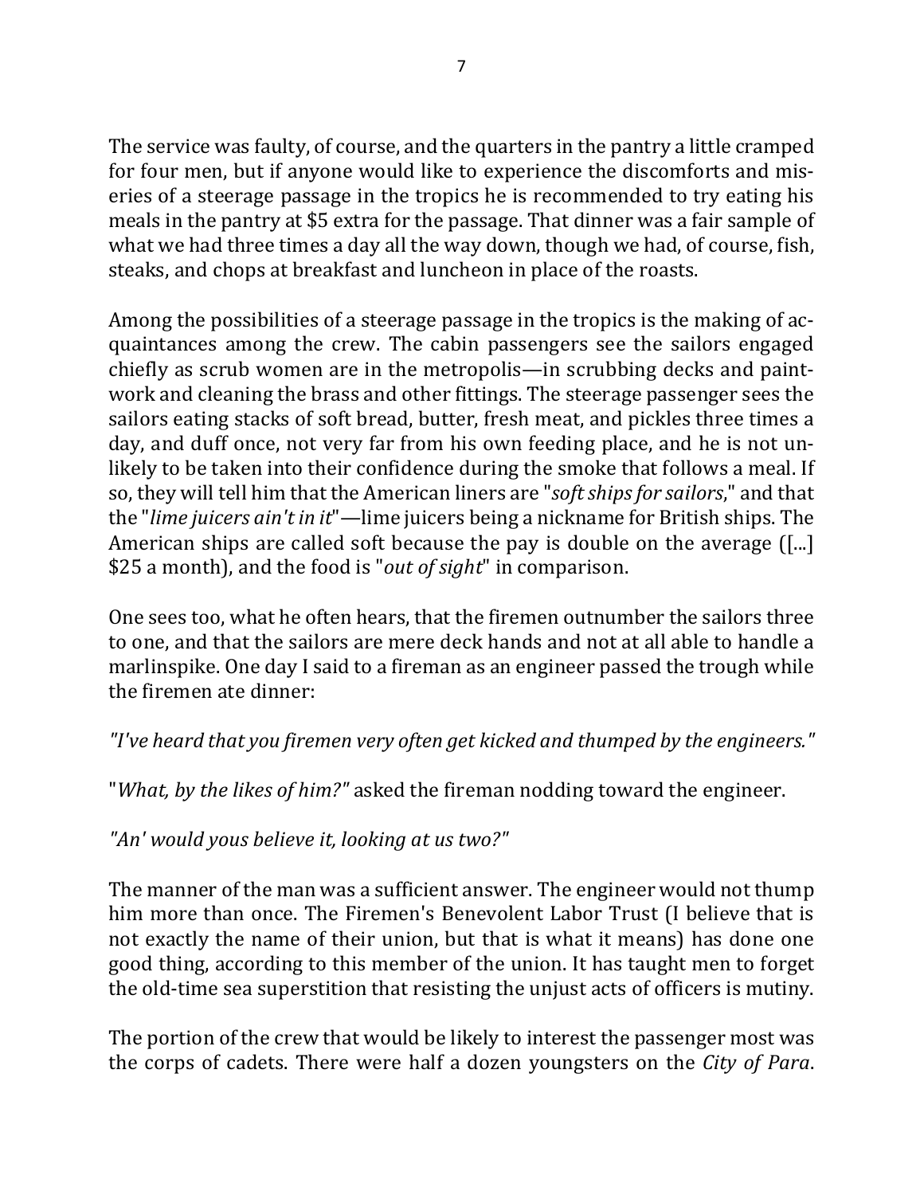The service was faulty, of course, and the quarters in the pantry a little cramped for four men, but if anyone would like to experience the discomforts and miseries of a steerage passage in the tropics he is recommended to try eating his meals in the pantry at $5 extra for the passage. That dinner was a fair sample of what we had three times a day all the way down, though we had, of course, fish, steaks, and chops at breakfast and luncheon in place of the roasts.

Among the possibilities of a steerage passage in the tropics is the making of acquaintances among the crew. The cabin passengers see the sailors engaged chiefly as scrub women are in the metropolis—in scrubbing decks and paintwork and cleaning the brass and other fittings. The steerage passenger sees the sailors eating stacks of soft bread, butter, fresh meat, and pickles three times a day, and duff once, not very far from his own feeding place, and he is not unlikely to be taken into their confidence during the smoke that follows a meal. If so, they will tell him that the American liners are "*soft ships for sailors*," and that the "*lime juicers ain't in it*"—lime juicers being a nickname for British ships. The American ships are called soft because the pay is double on the average ([...] $25 a month), and the food is "*out of sight*" in comparison.

One sees too, what he often hears, that the firemen outnumber the sailors three to one, and that the sailors are mere deck hands and not at all able to handle a marlinspike. One day I said to a fireman as an engineer passed the trough while the firemen ate dinner:

*"I've heard that you firemen very often get kicked and thumped by the engineers."*

"*What, by the likes of him?"* asked the fireman nodding toward the engineer.

*"An' would yous believe it, looking at us two?"*

The manner of the man was a sufficient answer. The engineer would not thump him more than once. The Firemen's Benevolent Labor Trust (I believe that is not exactly the name of their union, but that is what it means) has done one good thing, according to this member of the union. It has taught men to forget the old-time sea superstition that resisting the unjust acts of officers is mutiny.

The portion of the crew that would be likely to interest the passenger most was the corps of cadets. There were half a dozen youngsters on the *City of Para*.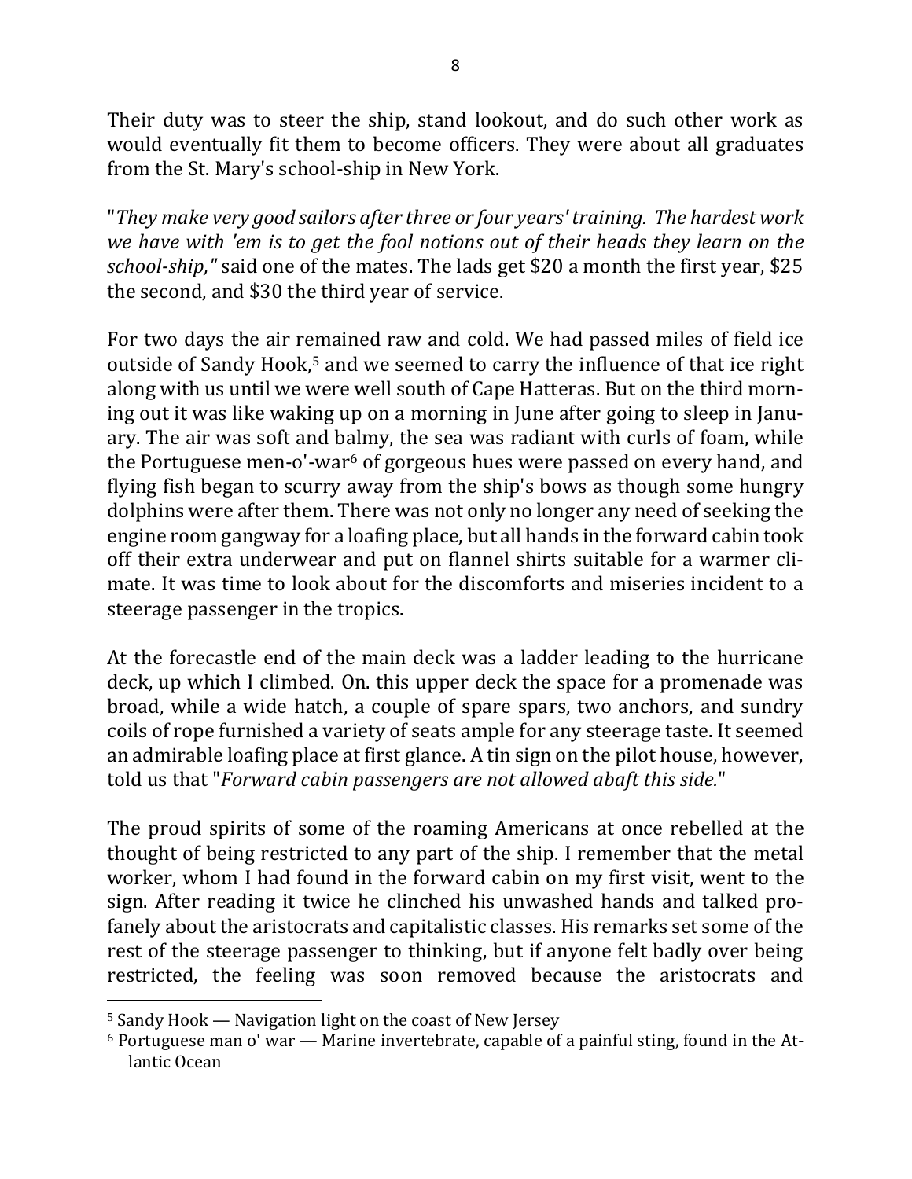Their duty was to steer the ship, stand lookout, and do such other work as would eventually fit them to become officers. They were about all graduates from the St. Mary's school-ship in New York.

"*They make very good sailors after three or four years' training. The hardest work we have with 'em is to get the fool notions out of their heads they learn on the school-ship,*" said one of the mates. The lads get $20 a month the first year, $25 the second, and $30 the third year of service.

For two days the air remained raw and cold. We had passed miles of field ice outside of Sandy Hook,[5] and we seemed to carry the influence of that ice right along with us until we were well south of Cape Hatteras. But on the third morning out it was like waking up on a morning in June after going to sleep in January. The air was soft and balmy, the sea was radiant with curls of foam, while the Portuguese men-o'-war[6] of gorgeous hues were passed on every hand, and flying fish began to scurry away from the ship's bows as though some hungry dolphins were after them. There was not only no longer any need of seeking the engine room gangway for a loafing place, but all hands in the forward cabin took off their extra underwear and put on flannel shirts suitable for a warmer climate. It was time to look about for the discomforts and miseries incident to a steerage passenger in the tropics.

At the forecastle end of the main deck was a ladder leading to the hurricane deck, up which I climbed. On. this upper deck the space for a promenade was broad, while a wide hatch, a couple of spare spars, two anchors, and sundry coils of rope furnished a variety of seats ample for any steerage taste. It seemed an admirable loafing place at first glance. A tin sign on the pilot house, however, told us that "*Forward cabin passengers are not allowed abaft this side.*"

The proud spirits of some of the roaming Americans at once rebelled at the thought of being restricted to any part of the ship. I remember that the metal worker, whom I had found in the forward cabin on my first visit, went to the sign. After reading it twice he clinched his unwashed hands and talked profanely about the aristocrats and capitalistic classes. His remarks set some of the rest of the steerage passenger to thinking, but if anyone felt badly over being restricted, the feeling was soon removed because the aristocrats and

[5] Sandy Hook — Navigation light on the coast of New Jersey

[6] Portuguese man o' war — Marine invertebrate, capable of a painful sting, found in the Atlantic Ocean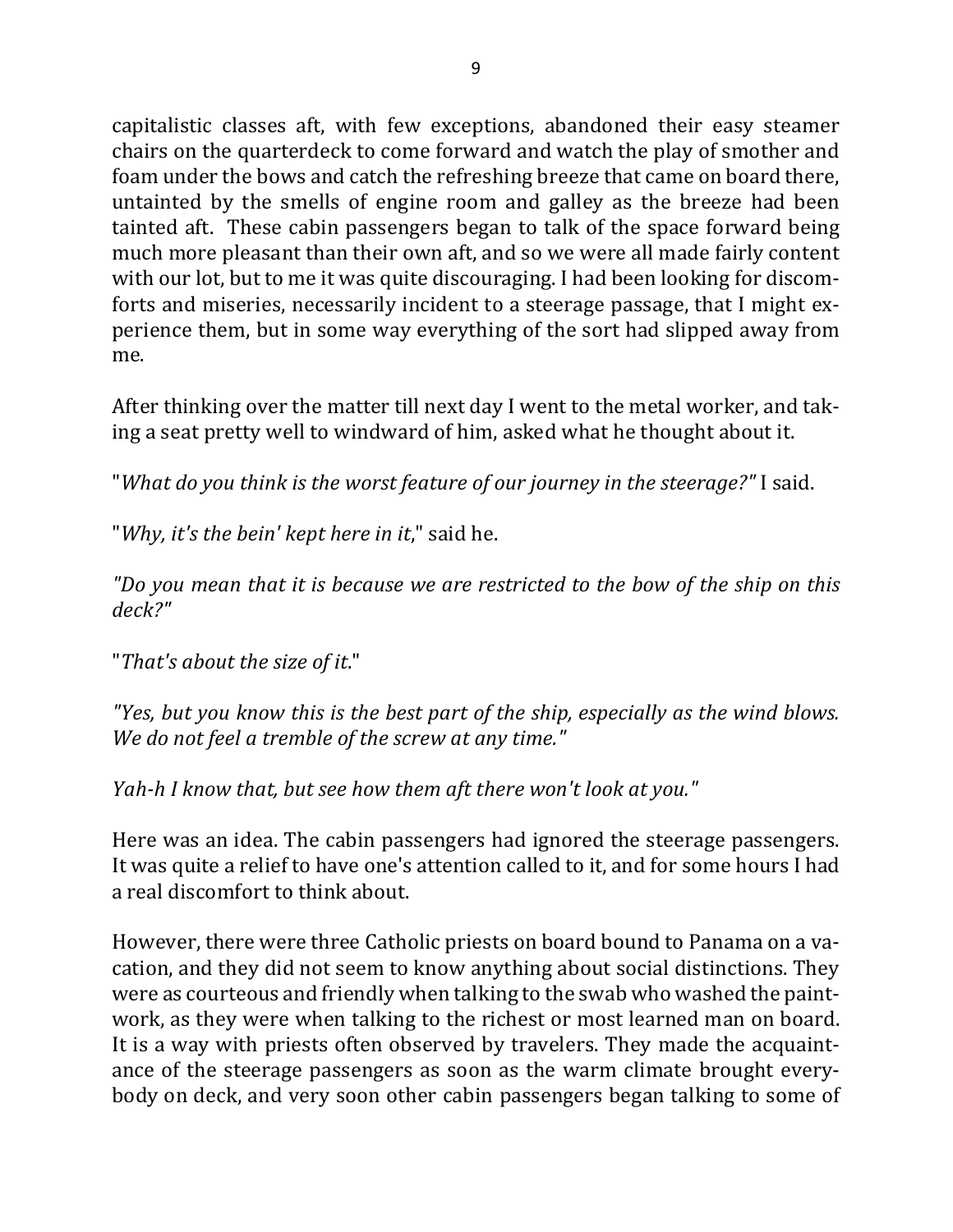capitalistic classes aft, with few exceptions, abandoned their easy steamer chairs on the quarterdeck to come forward and watch the play of smother and foam under the bows and catch the refreshing breeze that came on board there, untainted by the smells of engine room and galley as the breeze had been tainted aft. These cabin passengers began to talk of the space forward being much more pleasant than their own aft, and so we were all made fairly content with our lot, but to me it was quite discouraging. I had been looking for discomforts and miseries, necessarily incident to a steerage passage, that I might experience them, but in some way everything of the sort had slipped away from me.

After thinking over the matter till next day I went to the metal worker, and taking a seat pretty well to windward of him, asked what he thought about it.

"*What do you think is the worst feature of our journey in the steerage?"* I said.

"*Why, it's the bein' kept here in it*," said he.

*"Do you mean that it is because we are restricted to the bow of the ship on this deck?"*

"*That's about the size of it*."

*"Yes, but you know this is the best part of the ship, especially as the wind blows. We do not feel a tremble of the screw at any time."*

*Yah-h I know that, but see how them aft there won't look at you."*

Here was an idea. The cabin passengers had ignored the steerage passengers. It was quite a relief to have one's attention called to it, and for some hours I had a real discomfort to think about.

However, there were three Catholic priests on board bound to Panama on a vacation, and they did not seem to know anything about social distinctions. They were as courteous and friendly when talking to the swab who washed the paintwork, as they were when talking to the richest or most learned man on board. It is a way with priests often observed by travelers. They made the acquaintance of the steerage passengers as soon as the warm climate brought everybody on deck, and very soon other cabin passengers began talking to some of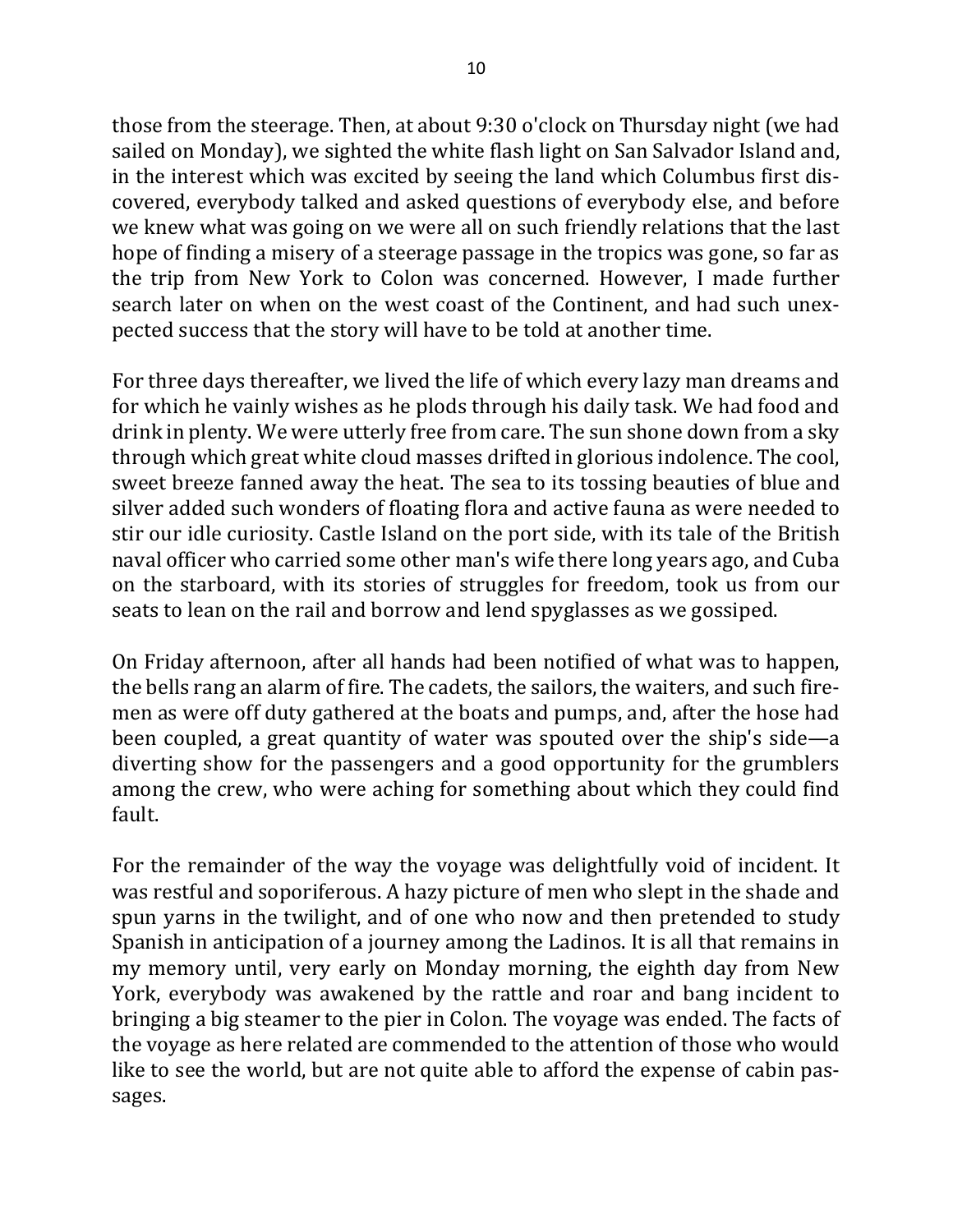those from the steerage. Then, at about 9:30 o'clock on Thursday night (we had sailed on Monday), we sighted the white flash light on San Salvador Island and, in the interest which was excited by seeing the land which Columbus first discovered, everybody talked and asked questions of everybody else, and before we knew what was going on we were all on such friendly relations that the last hope of finding a misery of a steerage passage in the tropics was gone, so far as the trip from New York to Colon was concerned. However, I made further search later on when on the west coast of the Continent, and had such unexpected success that the story will have to be told at another time.

For three days thereafter, we lived the life of which every lazy man dreams and for which he vainly wishes as he plods through his daily task. We had food and drink in plenty. We were utterly free from care. The sun shone down from a sky through which great white cloud masses drifted in glorious indolence. The cool, sweet breeze fanned away the heat. The sea to its tossing beauties of blue and silver added such wonders of floating flora and active fauna as were needed to stir our idle curiosity. Castle Island on the port side, with its tale of the British naval officer who carried some other man's wife there long years ago, and Cuba on the starboard, with its stories of struggles for freedom, took us from our seats to lean on the rail and borrow and lend spyglasses as we gossiped.

On Friday afternoon, after all hands had been notified of what was to happen, the bells rang an alarm of fire. The cadets, the sailors, the waiters, and such firemen as were off duty gathered at the boats and pumps, and, after the hose had been coupled, a great quantity of water was spouted over the ship's side—a diverting show for the passengers and a good opportunity for the grumblers among the crew, who were aching for something about which they could find fault.

For the remainder of the way the voyage was delightfully void of incident. It was restful and soporiferous. A hazy picture of men who slept in the shade and spun yarns in the twilight, and of one who now and then pretended to study Spanish in anticipation of a journey among the Ladinos. It is all that remains in my memory until, very early on Monday morning, the eighth day from New York, everybody was awakened by the rattle and roar and bang incident to bringing a big steamer to the pier in Colon. The voyage was ended. The facts of the voyage as here related are commended to the attention of those who would like to see the world, but are not quite able to afford the expense of cabin passages.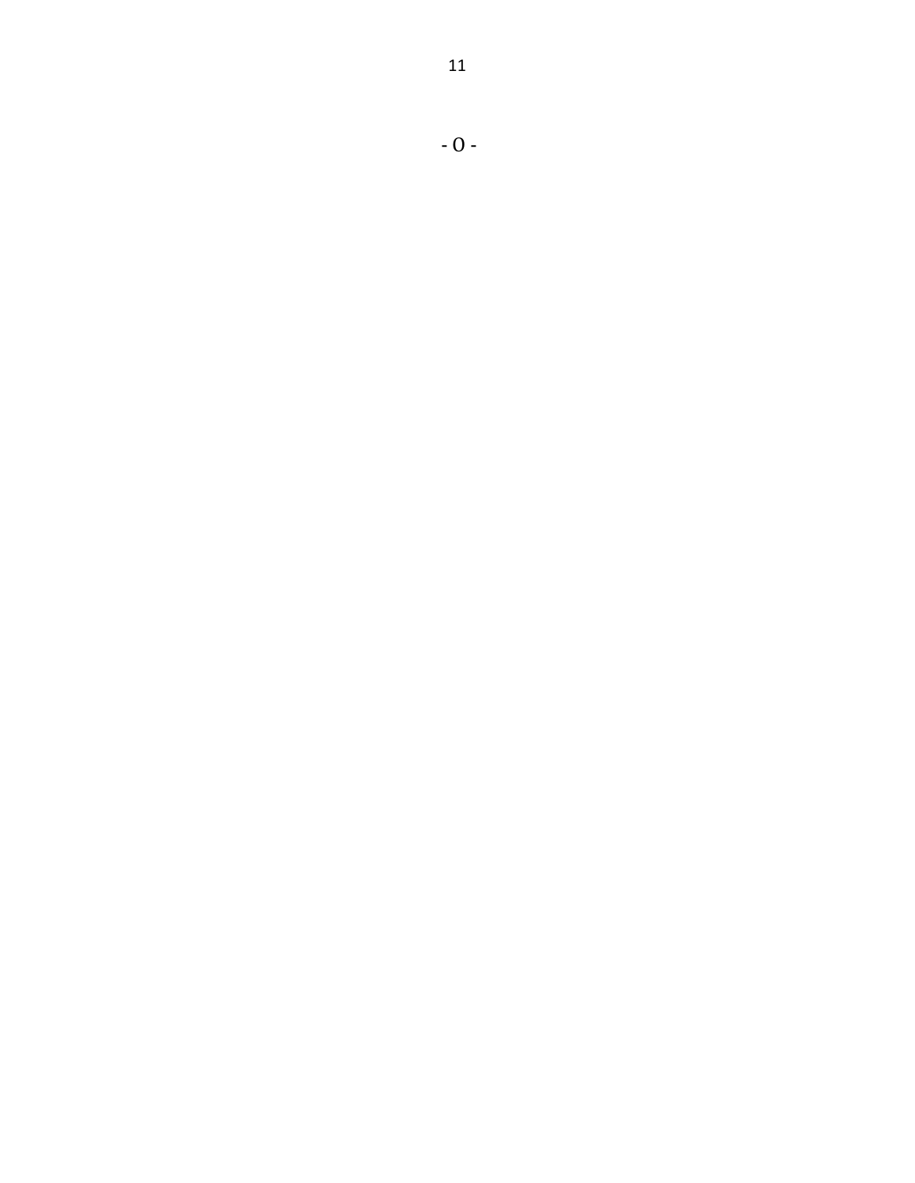- 0 -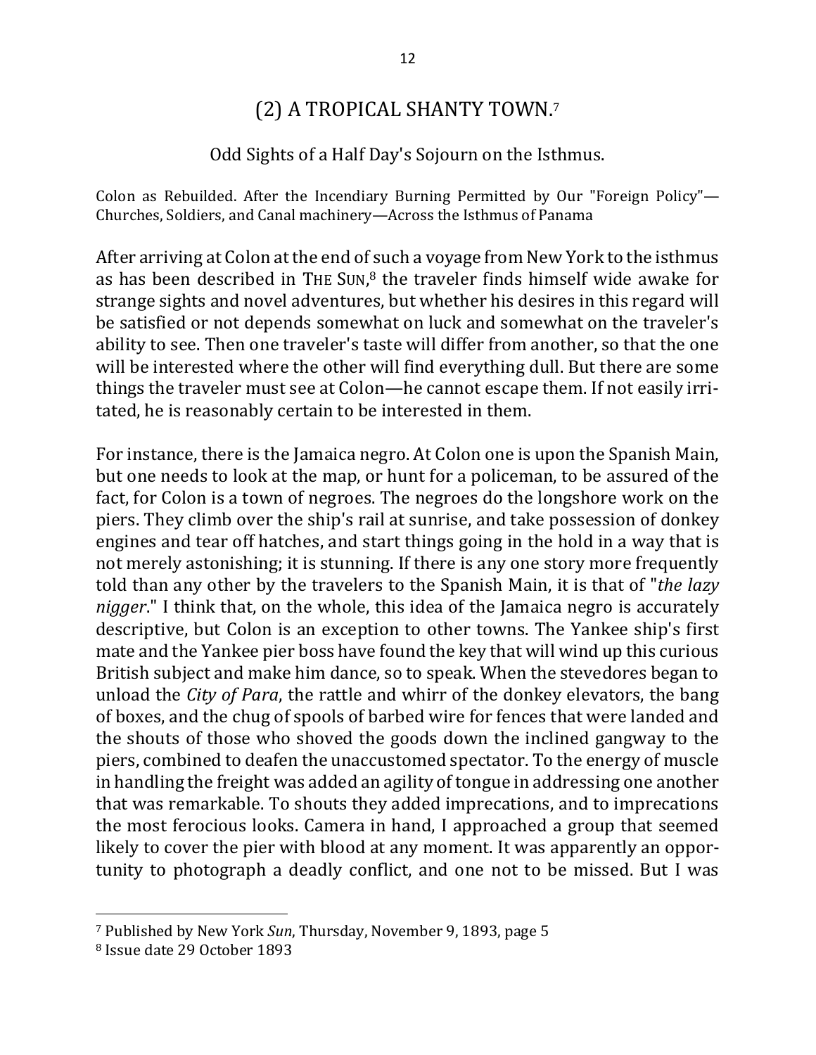## (2) A TROPICAL SHANTY TOWN.[7]

Odd Sights of a Half Day's Sojourn on the Isthmus.

Colon as Rebuilded. After the Incendiary Burning Permitted by Our "Foreign Policy"—Churches, Soldiers, and Canal machinery—Across the Isthmus of Panama

After arriving at Colon at the end of such a voyage from New York to the isthmus as has been described in THE SUN,[8] the traveler finds himself wide awake for strange sights and novel adventures, but whether his desires in this regard will be satisfied or not depends somewhat on luck and somewhat on the traveler's ability to see. Then one traveler's taste will differ from another, so that the one will be interested where the other will find everything dull. But there are some things the traveler must see at Colon—he cannot escape them. If not easily irritated, he is reasonably certain to be interested in them.

For instance, there is the Jamaica negro. At Colon one is upon the Spanish Main, but one needs to look at the map, or hunt for a policeman, to be assured of the fact, for Colon is a town of negroes. The negroes do the longshore work on the piers. They climb over the ship's rail at sunrise, and take possession of donkey engines and tear off hatches, and start things going in the hold in a way that is not merely astonishing; it is stunning. If there is any one story more frequently told than any other by the travelers to the Spanish Main, it is that of "*the lazy nigger*." I think that, on the whole, this idea of the Jamaica negro is accurately descriptive, but Colon is an exception to other towns. The Yankee ship's first mate and the Yankee pier boss have found the key that will wind up this curious British subject and make him dance, so to speak. When the stevedores began to unload the *City of Para*, the rattle and whirr of the donkey elevators, the bang of boxes, and the chug of spools of barbed wire for fences that were landed and the shouts of those who shoved the goods down the inclined gangway to the piers, combined to deafen the unaccustomed spectator. To the energy of muscle in handling the freight was added an agility of tongue in addressing one another that was remarkable. To shouts they added imprecations, and to imprecations the most ferocious looks. Camera in hand, I approached a group that seemed likely to cover the pier with blood at any moment. It was apparently an opportunity to photograph a deadly conflict, and one not to be missed. But I was

---

[7] Published by New York *Sun*, Thursday, November 9, 1893, page 5

[8] Issue date 29 October 1893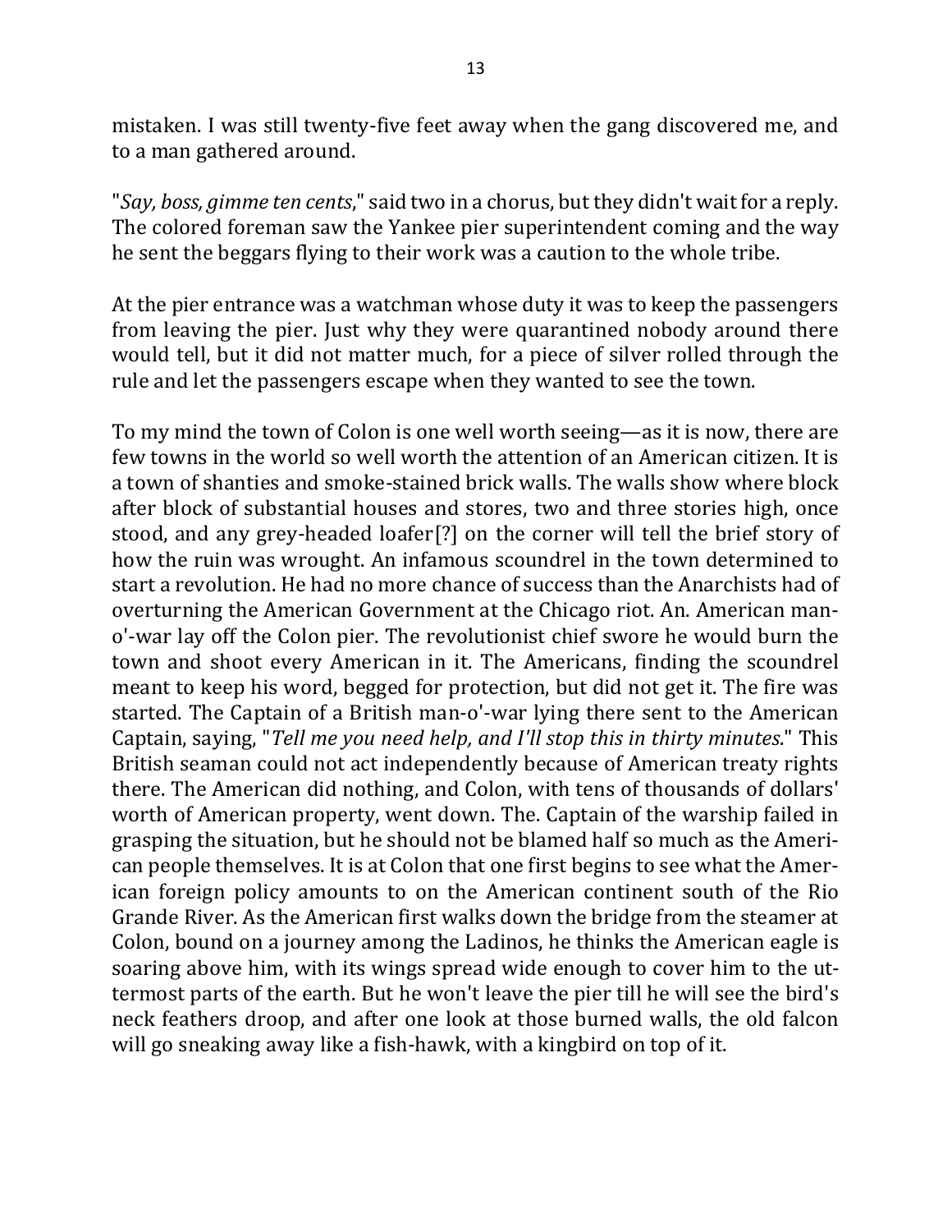mistaken. I was still twenty-five feet away when the gang discovered me, and to a man gathered around.

"*Say, boss, gimme ten cents*," said two in a chorus, but they didn't wait for a reply. The colored foreman saw the Yankee pier superintendent coming and the way he sent the beggars flying to their work was a caution to the whole tribe.

At the pier entrance was a watchman whose duty it was to keep the passengers from leaving the pier. Just why they were quarantined nobody around there would tell, but it did not matter much, for a piece of silver rolled through the rule and let the passengers escape when they wanted to see the town.

To my mind the town of Colon is one well worth seeing—as it is now, there are few towns in the world so well worth the attention of an American citizen. It is a town of shanties and smoke-stained brick walls. The walls show where block after block of substantial houses and stores, two and three stories high, once stood, and any grey-headed loafer[?] on the corner will tell the brief story of how the ruin was wrought. An infamous scoundrel in the town determined to start a revolution. He had no more chance of success than the Anarchists had of overturning the American Government at the Chicago riot. An. American man-o'-war lay off the Colon pier. The revolutionist chief swore he would burn the town and shoot every American in it. The Americans, finding the scoundrel meant to keep his word, begged for protection, but did not get it. The fire was started. The Captain of a British man-o'-war lying there sent to the American Captain, saying, "*Tell me you need help, and I'll stop this in thirty minutes*." This British seaman could not act independently because of American treaty rights there. The American did nothing, and Colon, with tens of thousands of dollars' worth of American property, went down. The. Captain of the warship failed in grasping the situation, but he should not be blamed half so much as the American people themselves. It is at Colon that one first begins to see what the American foreign policy amounts to on the American continent south of the Rio Grande River. As the American first walks down the bridge from the steamer at Colon, bound on a journey among the Ladinos, he thinks the American eagle is soaring above him, with its wings spread wide enough to cover him to the uttermost parts of the earth. But he won't leave the pier till he will see the bird's neck feathers droop, and after one look at those burned walls, the old falcon will go sneaking away like a fish-hawk, with a kingbird on top of it.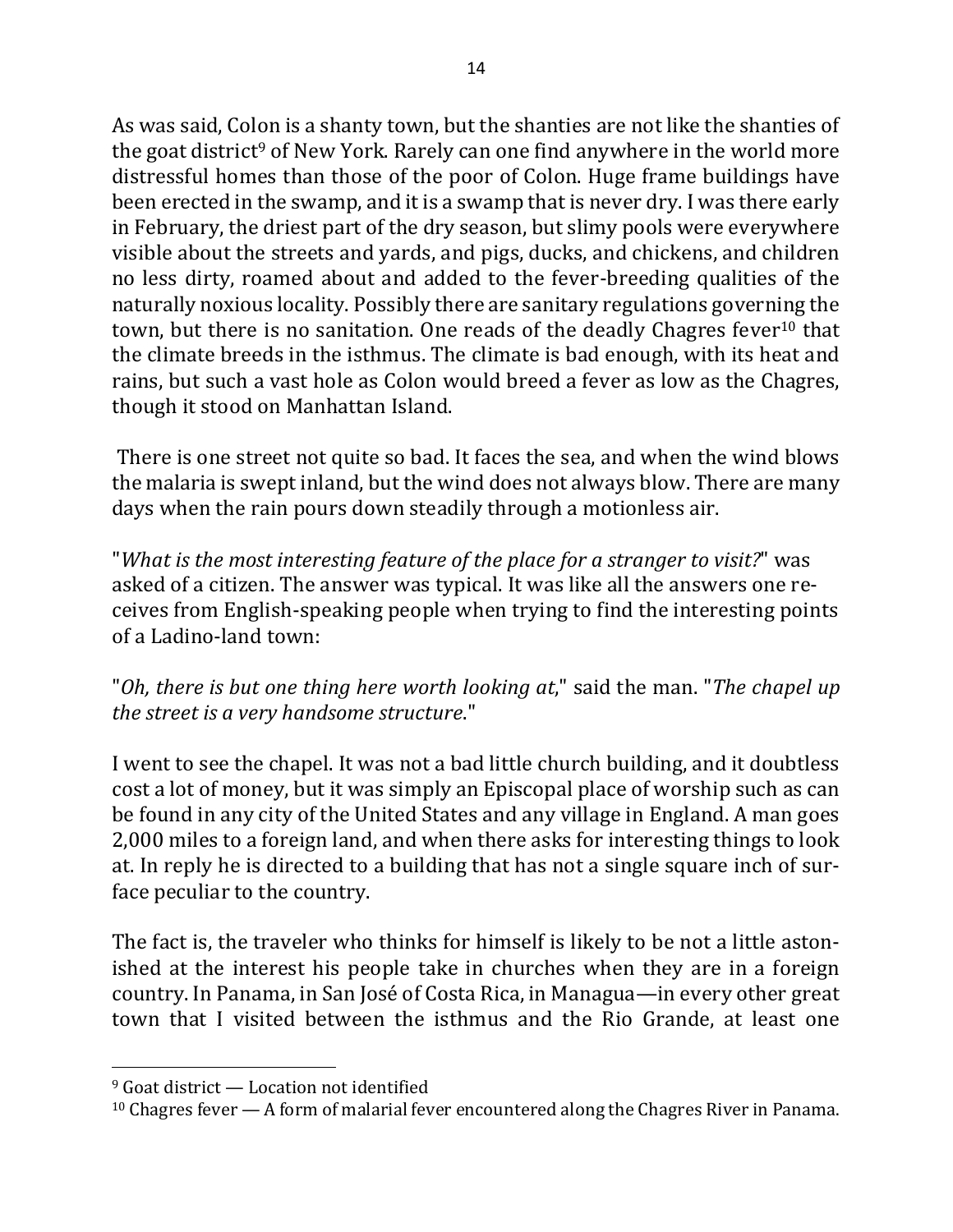As was said, Colon is a shanty town, but the shanties are not like the shanties of the goat district[9] of New York. Rarely can one find anywhere in the world more distressful homes than those of the poor of Colon. Huge frame buildings have been erected in the swamp, and it is a swamp that is never dry. I was there early in February, the driest part of the dry season, but slimy pools were everywhere visible about the streets and yards, and pigs, ducks, and chickens, and children no less dirty, roamed about and added to the fever-breeding qualities of the naturally noxious locality. Possibly there are sanitary regulations governing the town, but there is no sanitation. One reads of the deadly Chagres fever[10] that the climate breeds in the isthmus. The climate is bad enough, with its heat and rains, but such a vast hole as Colon would breed a fever as low as the Chagres, though it stood on Manhattan Island.

There is one street not quite so bad. It faces the sea, and when the wind blows the malaria is swept inland, but the wind does not always blow. There are many days when the rain pours down steadily through a motionless air.

"*What is the most interesting feature of the place for a stranger to visit?*" was asked of a citizen. The answer was typical. It was like all the answers one receives from English-speaking people when trying to find the interesting points of a Ladino-land town:

"*Oh, there is but one thing here worth looking at*," said the man. "*The chapel up the street is a very handsome structure*."

I went to see the chapel. It was not a bad little church building, and it doubtless cost a lot of money, but it was simply an Episcopal place of worship such as can be found in any city of the United States and any village in England. A man goes 2,000 miles to a foreign land, and when there asks for interesting things to look at. In reply he is directed to a building that has not a single square inch of surface peculiar to the country.

The fact is, the traveler who thinks for himself is likely to be not a little astonished at the interest his people take in churches when they are in a foreign country. In Panama, in San José of Costa Rica, in Managua—in every other great town that I visited between the isthmus and the Rio Grande, at least one

---

[9] Goat district — Location not identified

[10] Chagres fever — A form of malarial fever encountered along the Chagres River in Panama.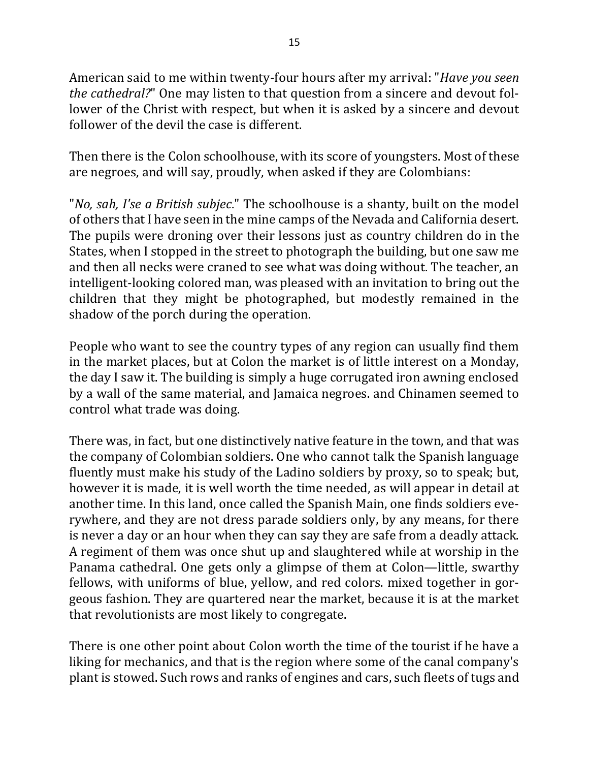American said to me within twenty-four hours after my arrival: "*Have you seen the cathedral?*" One may listen to that question from a sincere and devout follower of the Christ with respect, but when it is asked by a sincere and devout follower of the devil the case is different.

Then there is the Colon schoolhouse, with its score of youngsters. Most of these are negroes, and will say, proudly, when asked if they are Colombians:

"*No, sah, I'se a British subjec*." The schoolhouse is a shanty, built on the model of others that I have seen in the mine camps of the Nevada and California desert. The pupils were droning over their lessons just as country children do in the States, when I stopped in the street to photograph the building, but one saw me and then all necks were craned to see what was doing without. The teacher, an intelligent-looking colored man, was pleased with an invitation to bring out the children that they might be photographed, but modestly remained in the shadow of the porch during the operation.

People who want to see the country types of any region can usually find them in the market places, but at Colon the market is of little interest on a Monday, the day I saw it. The building is simply a huge corrugated iron awning enclosed by a wall of the same material, and Jamaica negroes. and Chinamen seemed to control what trade was doing.

There was, in fact, but one distinctively native feature in the town, and that was the company of Colombian soldiers. One who cannot talk the Spanish language fluently must make his study of the Ladino soldiers by proxy, so to speak; but, however it is made, it is well worth the time needed, as will appear in detail at another time. In this land, once called the Spanish Main, one finds soldiers everywhere, and they are not dress parade soldiers only, by any means, for there is never a day or an hour when they can say they are safe from a deadly attack. A regiment of them was once shut up and slaughtered while at worship in the Panama cathedral. One gets only a glimpse of them at Colon—little, swarthy fellows, with uniforms of blue, yellow, and red colors. mixed together in gorgeous fashion. They are quartered near the market, because it is at the market that revolutionists are most likely to congregate.

There is one other point about Colon worth the time of the tourist if he have a liking for mechanics, and that is the region where some of the canal company's plant is stowed. Such rows and ranks of engines and cars, such fleets of tugs and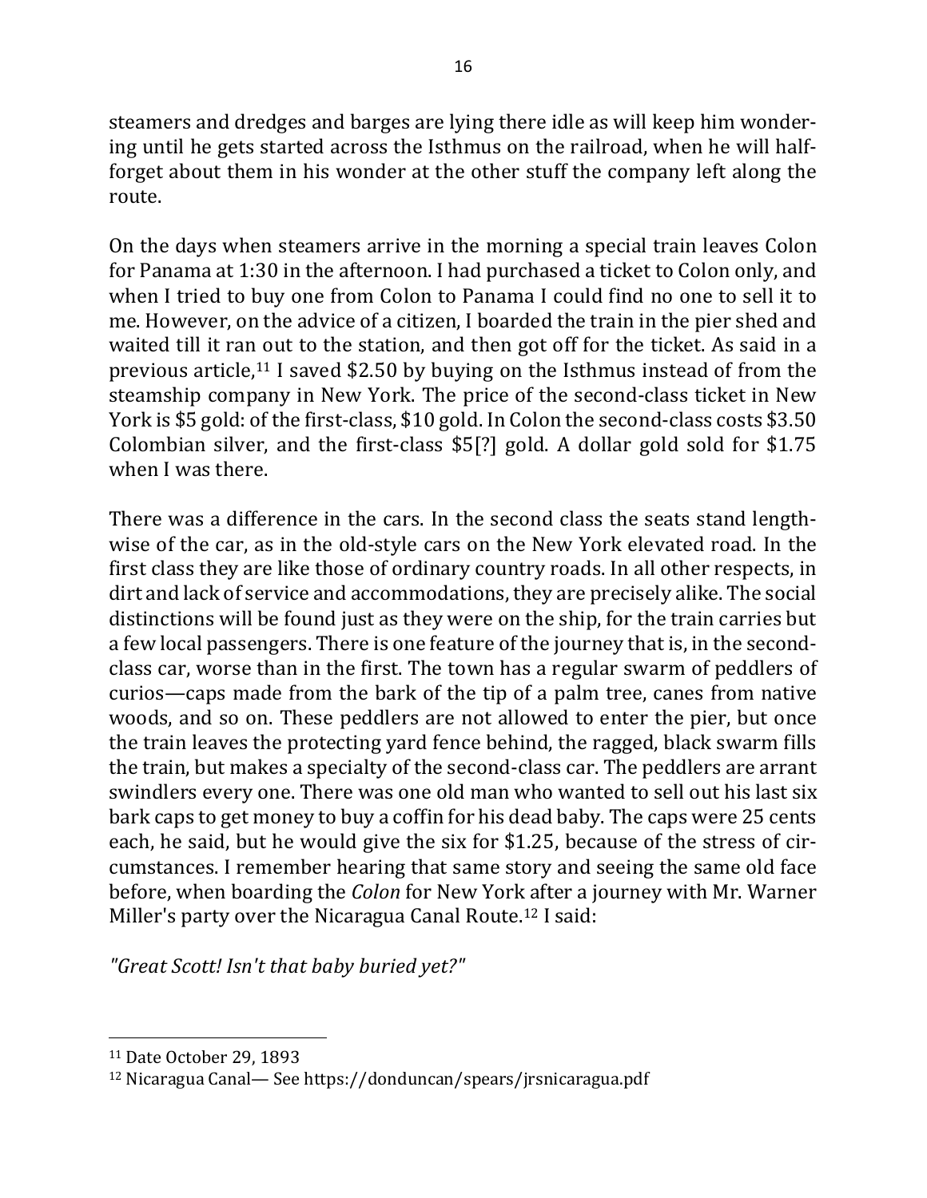steamers and dredges and barges are lying there idle as will keep him wondering until he gets started across the Isthmus on the railroad, when he will half-forget about them in his wonder at the other stuff the company left along the route.

On the days when steamers arrive in the morning a special train leaves Colon for Panama at 1:30 in the afternoon. I had purchased a ticket to Colon only, and when I tried to buy one from Colon to Panama I could find no one to sell it to me. However, on the advice of a citizen, I boarded the train in the pier shed and waited till it ran out to the station, and then got off for the ticket. As said in a previous article,[11] I saved $2.50 by buying on the Isthmus instead of from the steamship company in New York. The price of the second-class ticket in New York is $5 gold: of the first-class, $10 gold. In Colon the second-class costs $3.50 Colombian silver, and the first-class $5[?] gold. A dollar gold sold for $1.75 when I was there.

There was a difference in the cars. In the second class the seats stand lengthwise of the car, as in the old-style cars on the New York elevated road. In the first class they are like those of ordinary country roads. In all other respects, in dirt and lack of service and accommodations, they are precisely alike. The social distinctions will be found just as they were on the ship, for the train carries but a few local passengers. There is one feature of the journey that is, in the second-class car, worse than in the first. The town has a regular swarm of peddlers of curios—caps made from the bark of the tip of a palm tree, canes from native woods, and so on. These peddlers are not allowed to enter the pier, but once the train leaves the protecting yard fence behind, the ragged, black swarm fills the train, but makes a specialty of the second-class car. The peddlers are arrant swindlers every one. There was one old man who wanted to sell out his last six bark caps to get money to buy a coffin for his dead baby. The caps were 25 cents each, he said, but he would give the six for $1.25, because of the stress of circumstances. I remember hearing that same story and seeing the same old face before, when boarding the *Colon* for New York after a journey with Mr. Warner Miller's party over the Nicaragua Canal Route.[12] I said:

*"Great Scott! Isn't that baby buried yet?"*

---

[11] Date October 29, 1893

[12] Nicaragua Canal— See https://donduncan/spears/jrsnicaragua.pdf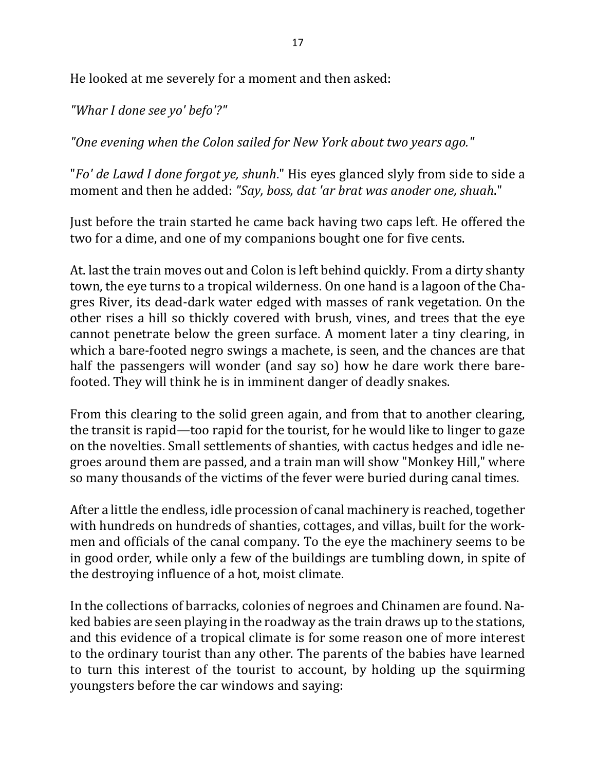He looked at me severely for a moment and then asked:

*"Whar I done see yo' befo'?"*

*"One evening when the Colon sailed for New York about two years ago."*

"*Fo' de Lawd I done forgot ye, shunh*." His eyes glanced slyly from side to side a moment and then he added: *"Say, boss, dat 'ar brat was anoder one, shuah*."

Just before the train started he came back having two caps left. He offered the two for a dime, and one of my companions bought one for five cents.

At. last the train moves out and Colon is left behind quickly. From a dirty shanty town, the eye turns to a tropical wilderness. On one hand is a lagoon of the Chagres River, its dead-dark water edged with masses of rank vegetation. On the other rises a hill so thickly covered with brush, vines, and trees that the eye cannot penetrate below the green surface. A moment later a tiny clearing, in which a bare-footed negro swings a machete, is seen, and the chances are that half the passengers will wonder (and say so) how he dare work there barefooted. They will think he is in imminent danger of deadly snakes.

From this clearing to the solid green again, and from that to another clearing, the transit is rapid—too rapid for the tourist, for he would like to linger to gaze on the novelties. Small settlements of shanties, with cactus hedges and idle negroes around them are passed, and a train man will show "Monkey Hill," where so many thousands of the victims of the fever were buried during canal times.

After a little the endless, idle procession of canal machinery is reached, together with hundreds on hundreds of shanties, cottages, and villas, built for the workmen and officials of the canal company. To the eye the machinery seems to be in good order, while only a few of the buildings are tumbling down, in spite of the destroying influence of a hot, moist climate.

In the collections of barracks, colonies of negroes and Chinamen are found. Naked babies are seen playing in the roadway as the train draws up to the stations, and this evidence of a tropical climate is for some reason one of more interest to the ordinary tourist than any other. The parents of the babies have learned to turn this interest of the tourist to account, by holding up the squirming youngsters before the car windows and saying: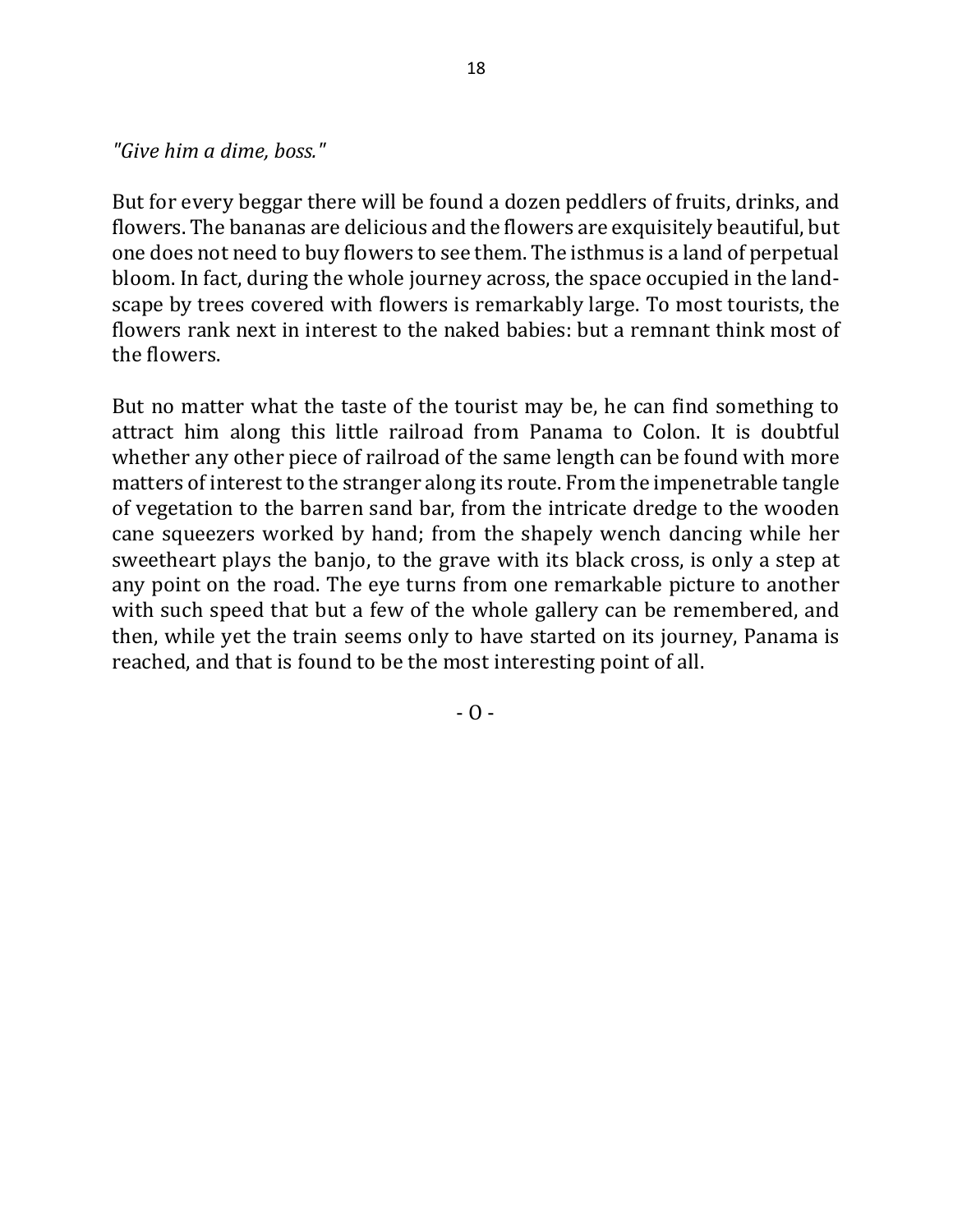*"Give him a dime, boss."*

But for every beggar there will be found a dozen peddlers of fruits, drinks, and flowers. The bananas are delicious and the flowers are exquisitely beautiful, but one does not need to buy flowers to see them. The isthmus is a land of perpetual bloom. In fact, during the whole journey across, the space occupied in the landscape by trees covered with flowers is remarkably large. To most tourists, the flowers rank next in interest to the naked babies: but a remnant think most of the flowers.

But no matter what the taste of the tourist may be, he can find something to attract him along this little railroad from Panama to Colon. It is doubtful whether any other piece of railroad of the same length can be found with more matters of interest to the stranger along its route. From the impenetrable tangle of vegetation to the barren sand bar, from the intricate dredge to the wooden cane squeezers worked by hand; from the shapely wench dancing while her sweetheart plays the banjo, to the grave with its black cross, is only a step at any point on the road. The eye turns from one remarkable picture to another with such speed that but a few of the whole gallery can be remembered, and then, while yet the train seems only to have started on its journey, Panama is reached, and that is found to be the most interesting point of all.

- O -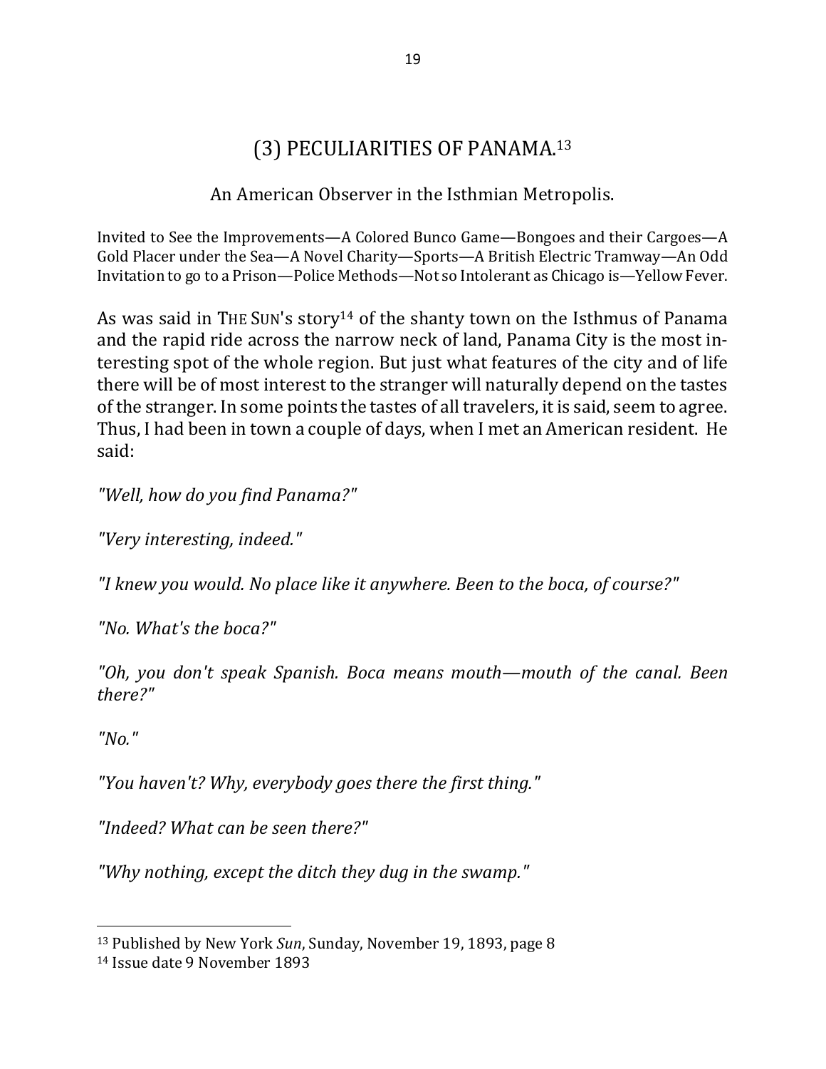## (3) PECULIARITIES OF PANAMA.[13]

An American Observer in the Isthmian Metropolis.

Invited to See the Improvements—A Colored Bunco Game—Bongoes and their Cargoes—A Gold Placer under the Sea—A Novel Charity—Sports—A British Electric Tramway—An Odd Invitation to go to a Prison—Police Methods—Not so Intolerant as Chicago is—Yellow Fever.

As was said in THE SUN's story[14] of the shanty town on the Isthmus of Panama and the rapid ride across the narrow neck of land, Panama City is the most interesting spot of the whole region. But just what features of the city and of life there will be of most interest to the stranger will naturally depend on the tastes of the stranger. In some points the tastes of all travelers, it is said, seem to agree. Thus, I had been in town a couple of days, when I met an American resident. He said:

*"Well, how do you find Panama?"*

*"Very interesting, indeed."*

*"I knew you would. No place like it anywhere. Been to the boca, of course?"*

*"No. What's the boca?"*

*"Oh, you don't speak Spanish. Boca means mouth—mouth of the canal. Been there?"*

*"No."*

*"You haven't? Why, everybody goes there the first thing."*

*"Indeed? What can be seen there?"*

*"Why nothing, except the ditch they dug in the swamp."*

---

[13] Published by New York *Sun*, Sunday, November 19, 1893, page 8

[14] Issue date 9 November 1893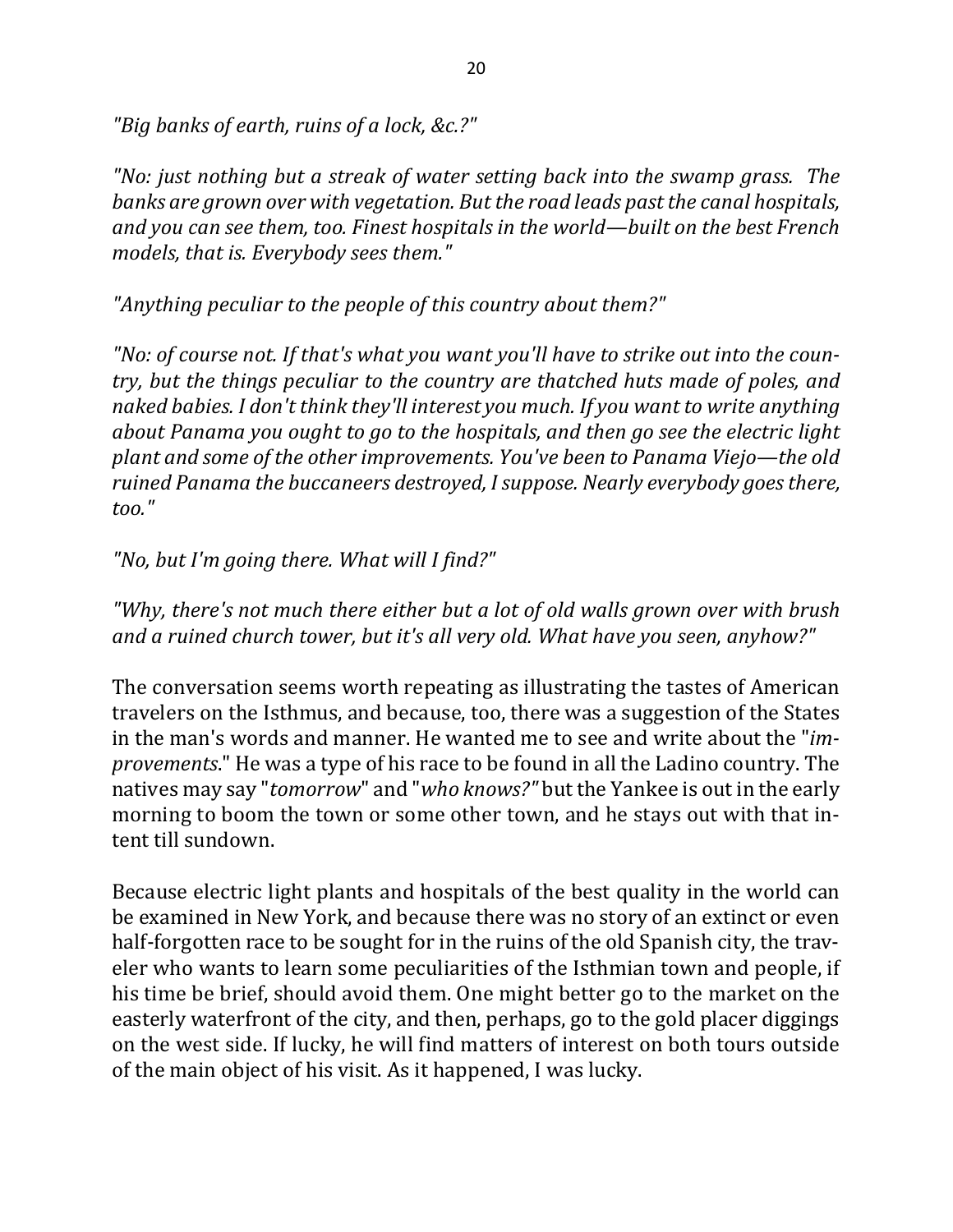*"Big banks of earth, ruins of a lock, &c.?"*

*"No: just nothing but a streak of water setting back into the swamp grass. The banks are grown over with vegetation. But the road leads past the canal hospitals, and you can see them, too. Finest hospitals in the world—built on the best French models, that is. Everybody sees them."*

*"Anything peculiar to the people of this country about them?"*

*"No: of course not. If that's what you want you'll have to strike out into the country, but the things peculiar to the country are thatched huts made of poles, and naked babies. I don't think they'll interest you much. If you want to write anything about Panama you ought to go to the hospitals, and then go see the electric light plant and some of the other improvements. You've been to Panama Viejo—the old ruined Panama the buccaneers destroyed, I suppose. Nearly everybody goes there, too."*

*"No, but I'm going there. What will I find?"*

*"Why, there's not much there either but a lot of old walls grown over with brush and a ruined church tower, but it's all very old. What have you seen, anyhow?"*

The conversation seems worth repeating as illustrating the tastes of American travelers on the Isthmus, and because, too, there was a suggestion of the States in the man's words and manner. He wanted me to see and write about the "*improvements*." He was a type of his race to be found in all the Ladino country. The natives may say "*tomorrow*" and "*who knows?"* but the Yankee is out in the early morning to boom the town or some other town, and he stays out with that intent till sundown.

Because electric light plants and hospitals of the best quality in the world can be examined in New York, and because there was no story of an extinct or even half-forgotten race to be sought for in the ruins of the old Spanish city, the traveler who wants to learn some peculiarities of the Isthmian town and people, if his time be brief, should avoid them. One might better go to the market on the easterly waterfront of the city, and then, perhaps, go to the gold placer diggings on the west side. If lucky, he will find matters of interest on both tours outside of the main object of his visit. As it happened, I was lucky.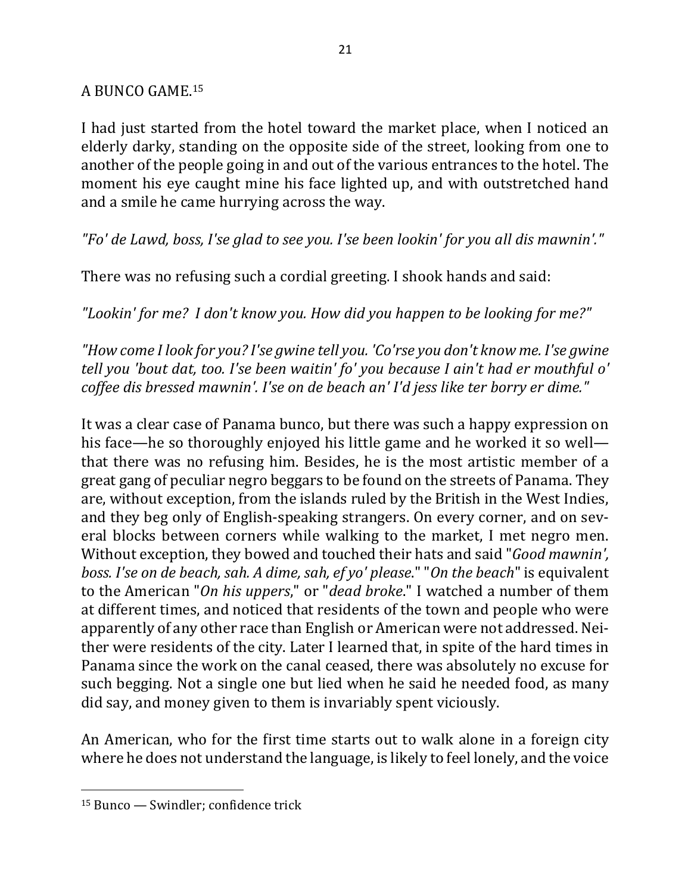## A BUNCO GAME.[15]

I had just started from the hotel toward the market place, when I noticed an elderly darky, standing on the opposite side of the street, looking from one to another of the people going in and out of the various entrances to the hotel. The moment his eye caught mine his face lighted up, and with outstretched hand and a smile he came hurrying across the way.

*"Fo' de Lawd, boss, I'se glad to see you. I'se been lookin' for you all dis mawnin'."*

There was no refusing such a cordial greeting. I shook hands and said:

*"Lookin' for me? I don't know you. How did you happen to be looking for me?"*

*"How come I look for you? I'se gwine tell you. 'Co'rse you don't know me. I'se gwine tell you 'bout dat, too. I'se been waitin' fo' you because I ain't had er mouthful o' coffee dis bressed mawnin'. I'se on de beach an' I'd jess like ter borry er dime."*

It was a clear case of Panama bunco, but there was such a happy expression on his face—he so thoroughly enjoyed his little game and he worked it so well—that there was no refusing him. Besides, he is the most artistic member of a great gang of peculiar negro beggars to be found on the streets of Panama. They are, without exception, from the islands ruled by the British in the West Indies, and they beg only of English-speaking strangers. On every corner, and on several blocks between corners while walking to the market, I met negro men. Without exception, they bowed and touched their hats and said "*Good mawnin', boss. I'se on de beach, sah. A dime, sah, ef yo' please*." "*On the beach*" is equivalent to the American "*On his uppers*," or "*dead broke*." I watched a number of them at different times, and noticed that residents of the town and people who were apparently of any other race than English or American were not addressed. Neither were residents of the city. Later I learned that, in spite of the hard times in Panama since the work on the canal ceased, there was absolutely no excuse for such begging. Not a single one but lied when he said he needed food, as many did say, and money given to them is invariably spent viciously.

An American, who for the first time starts out to walk alone in a foreign city where he does not understand the language, is likely to feel lonely, and the voice

---

[15] Bunco — Swindler; confidence trick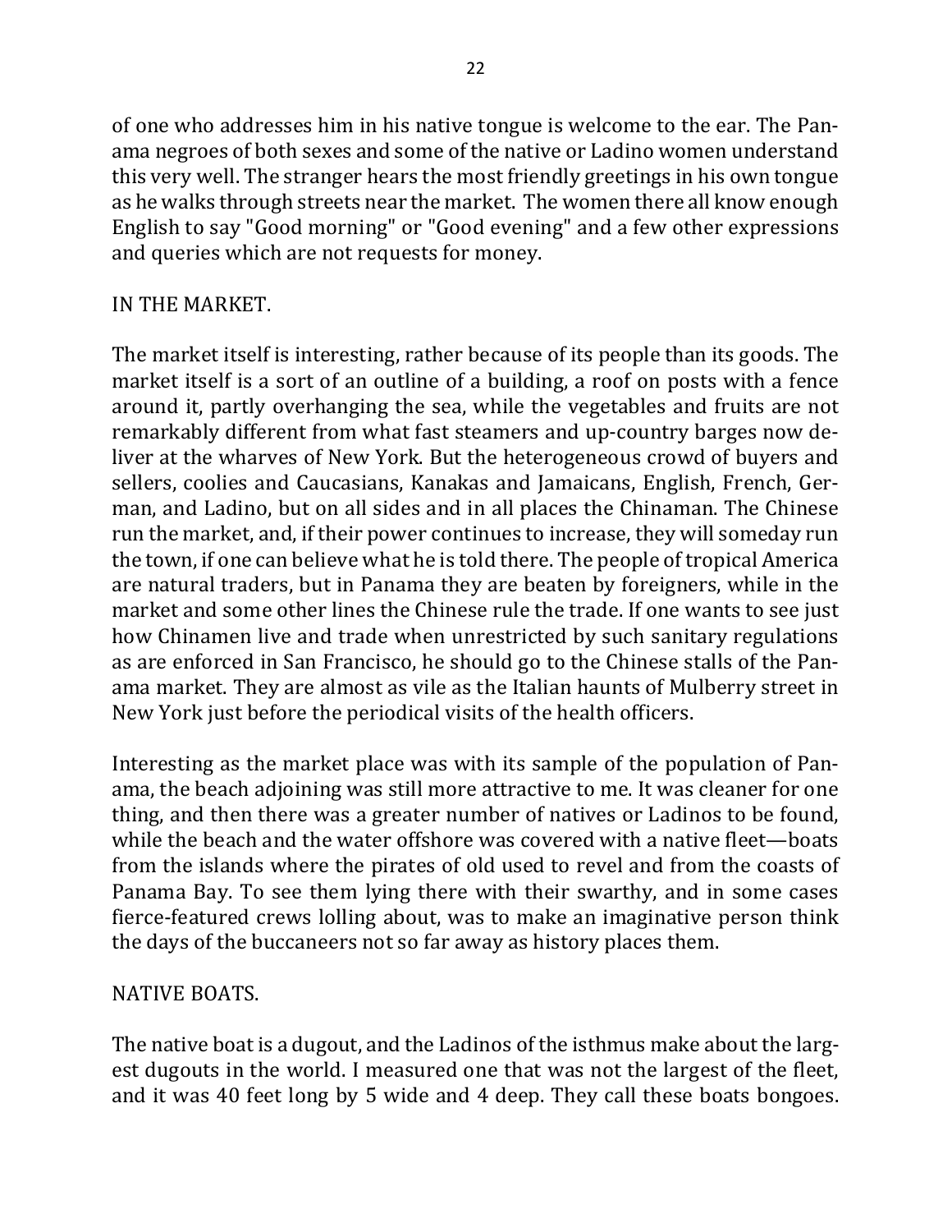of one who addresses him in his native tongue is welcome to the ear. The Panama negroes of both sexes and some of the native or Ladino women understand this very well. The stranger hears the most friendly greetings in his own tongue as he walks through streets near the market. The women there all know enough English to say "Good morning" or "Good evening" and a few other expressions and queries which are not requests for money.

## IN THE MARKET.

The market itself is interesting, rather because of its people than its goods. The market itself is a sort of an outline of a building, a roof on posts with a fence around it, partly overhanging the sea, while the vegetables and fruits are not remarkably different from what fast steamers and up-country barges now deliver at the wharves of New York. But the heterogeneous crowd of buyers and sellers, coolies and Caucasians, Kanakas and Jamaicans, English, French, German, and Ladino, but on all sides and in all places the Chinaman. The Chinese run the market, and, if their power continues to increase, they will someday run the town, if one can believe what he is told there. The people of tropical America are natural traders, but in Panama they are beaten by foreigners, while in the market and some other lines the Chinese rule the trade. If one wants to see just how Chinamen live and trade when unrestricted by such sanitary regulations as are enforced in San Francisco, he should go to the Chinese stalls of the Panama market. They are almost as vile as the Italian haunts of Mulberry street in New York just before the periodical visits of the health officers.

Interesting as the market place was with its sample of the population of Panama, the beach adjoining was still more attractive to me. It was cleaner for one thing, and then there was a greater number of natives or Ladinos to be found, while the beach and the water offshore was covered with a native fleet—boats from the islands where the pirates of old used to revel and from the coasts of Panama Bay. To see them lying there with their swarthy, and in some cases fierce-featured crews lolling about, was to make an imaginative person think the days of the buccaneers not so far away as history places them.

## NATIVE BOATS.

The native boat is a dugout, and the Ladinos of the isthmus make about the largest dugouts in the world. I measured one that was not the largest of the fleet, and it was 40 feet long by 5 wide and 4 deep. They call these boats bongoes.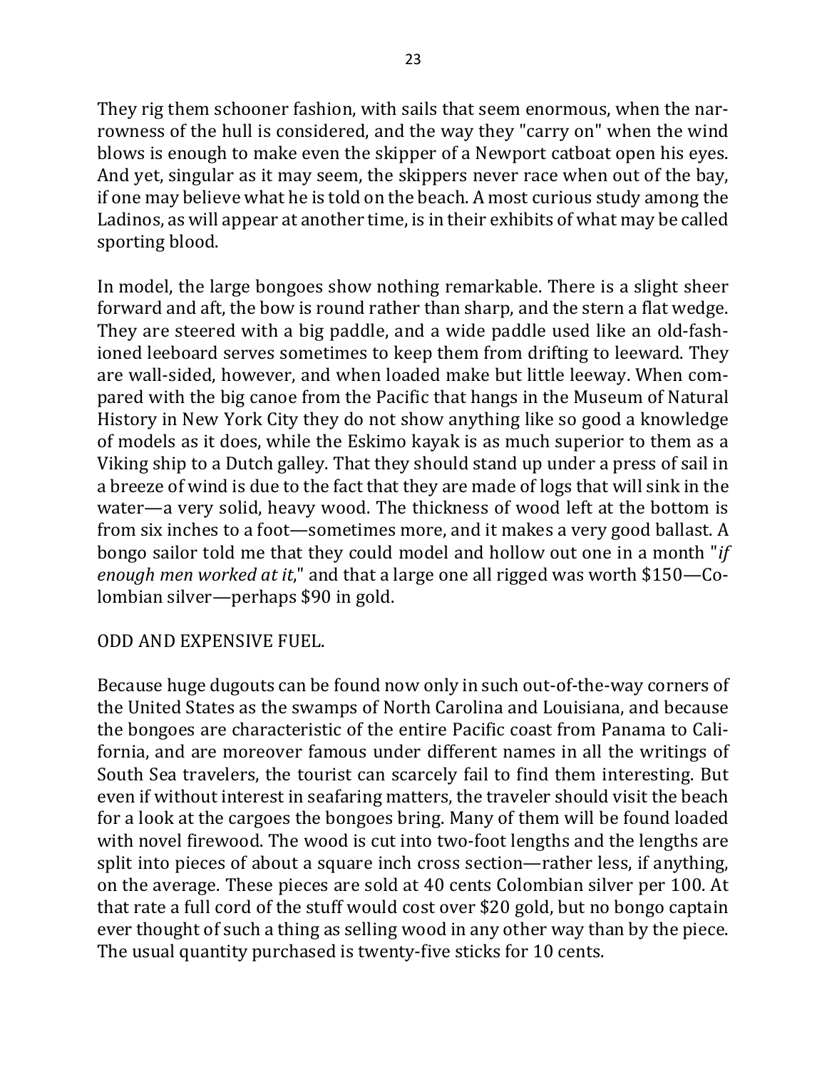They rig them schooner fashion, with sails that seem enormous, when the narrowness of the hull is considered, and the way they "carry on" when the wind blows is enough to make even the skipper of a Newport catboat open his eyes. And yet, singular as it may seem, the skippers never race when out of the bay, if one may believe what he is told on the beach. A most curious study among the Ladinos, as will appear at another time, is in their exhibits of what may be called sporting blood.

In model, the large bongoes show nothing remarkable. There is a slight sheer forward and aft, the bow is round rather than sharp, and the stern a flat wedge. They are steered with a big paddle, and a wide paddle used like an old-fashioned leeboard serves sometimes to keep them from drifting to leeward. They are wall-sided, however, and when loaded make but little leeway. When compared with the big canoe from the Pacific that hangs in the Museum of Natural History in New York City they do not show anything like so good a knowledge of models as it does, while the Eskimo kayak is as much superior to them as a Viking ship to a Dutch galley. That they should stand up under a press of sail in a breeze of wind is due to the fact that they are made of logs that will sink in the water—a very solid, heavy wood. The thickness of wood left at the bottom is from six inches to a foot—sometimes more, and it makes a very good ballast. A bongo sailor told me that they could model and hollow out one in a month "*if enough men worked at it*," and that a large one all rigged was worth $150—Colombian silver—perhaps $90 in gold.

ODD AND EXPENSIVE FUEL.

Because huge dugouts can be found now only in such out-of-the-way corners of the United States as the swamps of North Carolina and Louisiana, and because the bongoes are characteristic of the entire Pacific coast from Panama to California, and are moreover famous under different names in all the writings of South Sea travelers, the tourist can scarcely fail to find them interesting. But even if without interest in seafaring matters, the traveler should visit the beach for a look at the cargoes the bongoes bring. Many of them will be found loaded with novel firewood. The wood is cut into two-foot lengths and the lengths are split into pieces of about a square inch cross section—rather less, if anything, on the average. These pieces are sold at 40 cents Colombian silver per 100. At that rate a full cord of the stuff would cost over $20 gold, but no bongo captain ever thought of such a thing as selling wood in any other way than by the piece. The usual quantity purchased is twenty-five sticks for 10 cents.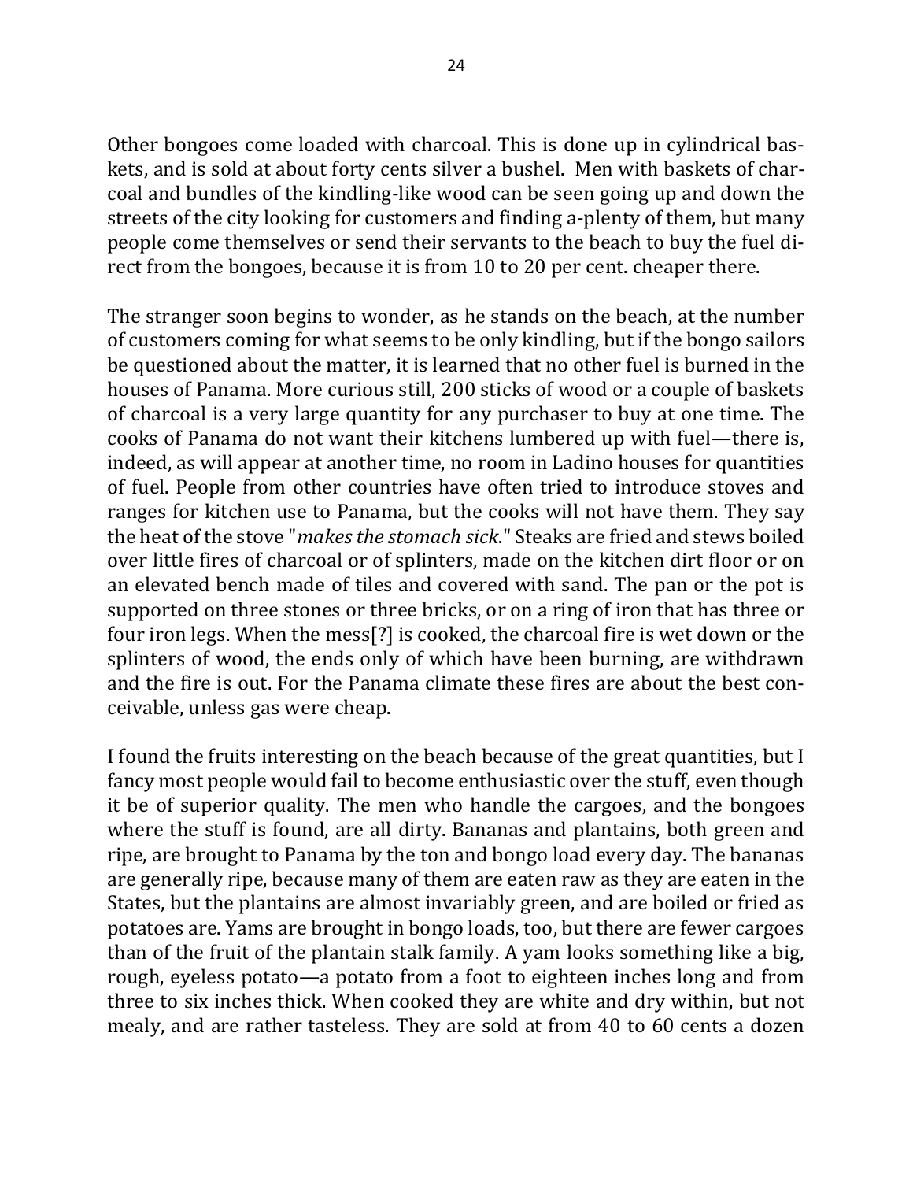Other bongoes come loaded with charcoal. This is done up in cylindrical baskets, and is sold at about forty cents silver a bushel. Men with baskets of charcoal and bundles of the kindling-like wood can be seen going up and down the streets of the city looking for customers and finding a-plenty of them, but many people come themselves or send their servants to the beach to buy the fuel direct from the bongoes, because it is from 10 to 20 per cent. cheaper there.

The stranger soon begins to wonder, as he stands on the beach, at the number of customers coming for what seems to be only kindling, but if the bongo sailors be questioned about the matter, it is learned that no other fuel is burned in the houses of Panama. More curious still, 200 sticks of wood or a couple of baskets of charcoal is a very large quantity for any purchaser to buy at one time. The cooks of Panama do not want their kitchens lumbered up with fuel—there is, indeed, as will appear at another time, no room in Ladino houses for quantities of fuel. People from other countries have often tried to introduce stoves and ranges for kitchen use to Panama, but the cooks will not have them. They say the heat of the stove "*makes the stomach sick*." Steaks are fried and stews boiled over little fires of charcoal or of splinters, made on the kitchen dirt floor or on an elevated bench made of tiles and covered with sand. The pan or the pot is supported on three stones or three bricks, or on a ring of iron that has three or four iron legs. When the mess[?] is cooked, the charcoal fire is wet down or the splinters of wood, the ends only of which have been burning, are withdrawn and the fire is out. For the Panama climate these fires are about the best conceivable, unless gas were cheap.

I found the fruits interesting on the beach because of the great quantities, but I fancy most people would fail to become enthusiastic over the stuff, even though it be of superior quality. The men who handle the cargoes, and the bongoes where the stuff is found, are all dirty. Bananas and plantains, both green and ripe, are brought to Panama by the ton and bongo load every day. The bananas are generally ripe, because many of them are eaten raw as they are eaten in the States, but the plantains are almost invariably green, and are boiled or fried as potatoes are. Yams are brought in bongo loads, too, but there are fewer cargoes than of the fruit of the plantain stalk family. A yam looks something like a big, rough, eyeless potato—a potato from a foot to eighteen inches long and from three to six inches thick. When cooked they are white and dry within, but not mealy, and are rather tasteless. They are sold at from 40 to 60 cents a dozen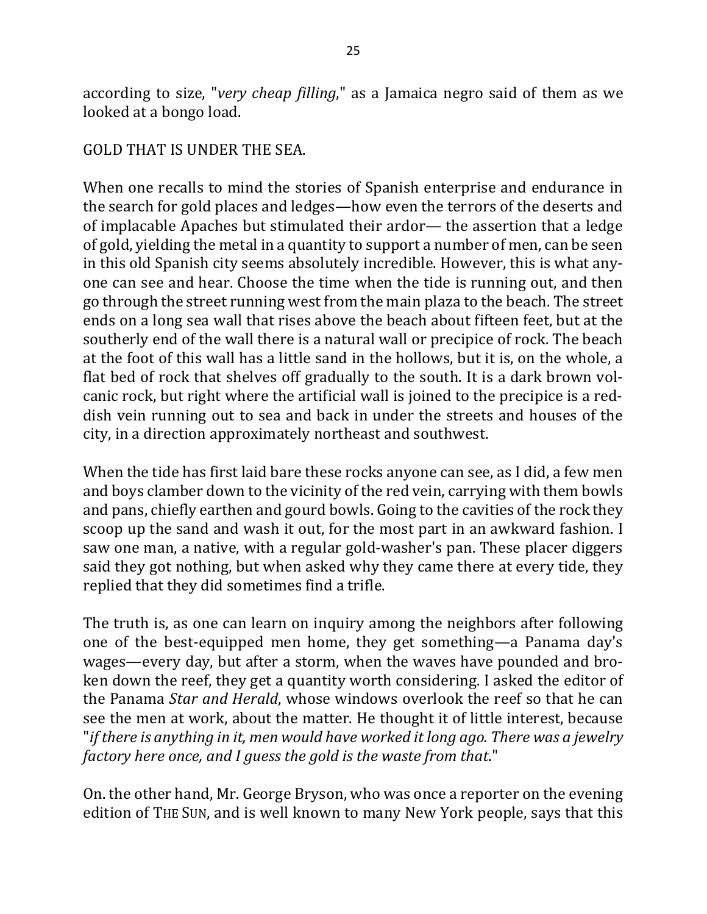according to size, "*very cheap filling*," as a Jamaica negro said of them as we looked at a bongo load.

## GOLD THAT IS UNDER THE SEA.

When one recalls to mind the stories of Spanish enterprise and endurance in the search for gold places and ledges—how even the terrors of the deserts and of implacable Apaches but stimulated their ardor— the assertion that a ledge of gold, yielding the metal in a quantity to support a number of men, can be seen in this old Spanish city seems absolutely incredible. However, this is what anyone can see and hear. Choose the time when the tide is running out, and then go through the street running west from the main plaza to the beach. The street ends on a long sea wall that rises above the beach about fifteen feet, but at the southerly end of the wall there is a natural wall or precipice of rock. The beach at the foot of this wall has a little sand in the hollows, but it is, on the whole, a flat bed of rock that shelves off gradually to the south. It is a dark brown volcanic rock, but right where the artificial wall is joined to the precipice is a reddish vein running out to sea and back in under the streets and houses of the city, in a direction approximately northeast and southwest.

When the tide has first laid bare these rocks anyone can see, as I did, a few men and boys clamber down to the vicinity of the red vein, carrying with them bowls and pans, chiefly earthen and gourd bowls. Going to the cavities of the rock they scoop up the sand and wash it out, for the most part in an awkward fashion. I saw one man, a native, with a regular gold-washer's pan. These placer diggers said they got nothing, but when asked why they came there at every tide, they replied that they did sometimes find a trifle.

The truth is, as one can learn on inquiry among the neighbors after following one of the best-equipped men home, they get something—a Panama day's wages—every day, but after a storm, when the waves have pounded and broken down the reef, they get a quantity worth considering. I asked the editor of the Panama *Star and Herald*, whose windows overlook the reef so that he can see the men at work, about the matter. He thought it of little interest, because "*if there is anything in it, men would have worked it long ago. There was a jewelry factory here once, and I guess the gold is the waste from that*."

On. the other hand, Mr. George Bryson, who was once a reporter on the evening edition of THE SUN, and is well known to many New York people, says that this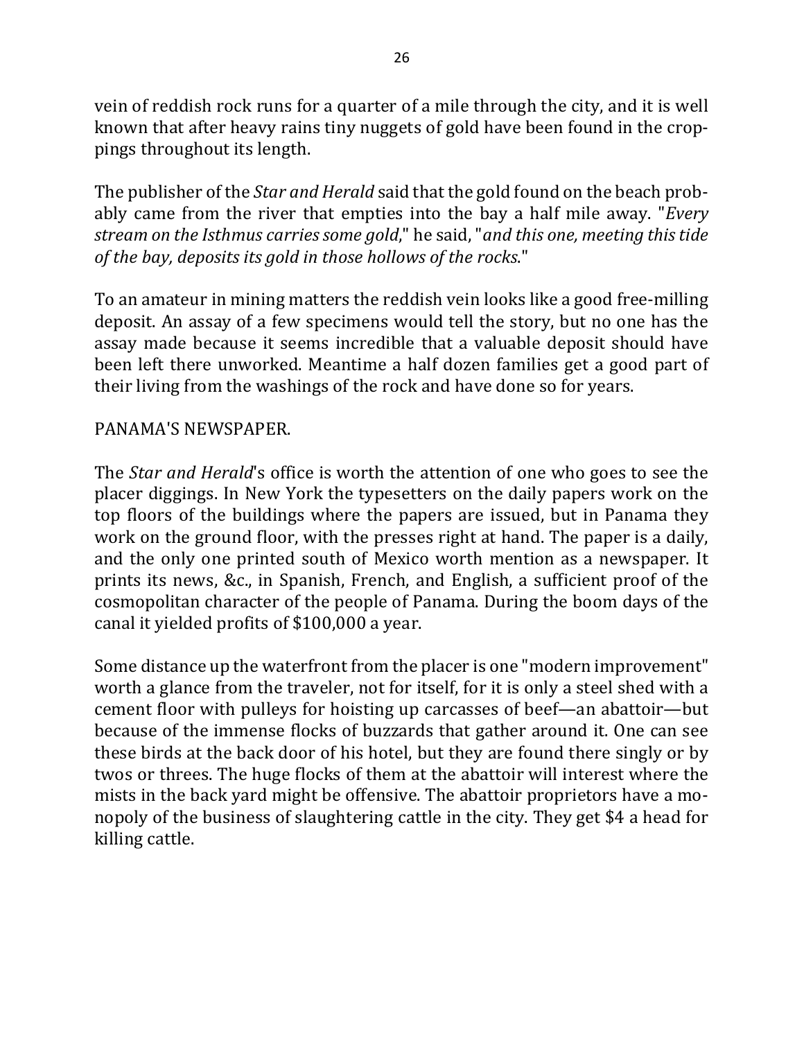vein of reddish rock runs for a quarter of a mile through the city, and it is well known that after heavy rains tiny nuggets of gold have been found in the croppings throughout its length.

The publisher of the *Star and Herald* said that the gold found on the beach probably came from the river that empties into the bay a half mile away. "*Every stream on the Isthmus carries some gold*," he said, "*and this one, meeting this tide of the bay, deposits its gold in those hollows of the rocks*."

To an amateur in mining matters the reddish vein looks like a good free-milling deposit. An assay of a few specimens would tell the story, but no one has the assay made because it seems incredible that a valuable deposit should have been left there unworked. Meantime a half dozen families get a good part of their living from the washings of the rock and have done so for years.

## PANAMA'S NEWSPAPER.

The *Star and Herald*'s office is worth the attention of one who goes to see the placer diggings. In New York the typesetters on the daily papers work on the top floors of the buildings where the papers are issued, but in Panama they work on the ground floor, with the presses right at hand. The paper is a daily, and the only one printed south of Mexico worth mention as a newspaper. It prints its news, &c., in Spanish, French, and English, a sufficient proof of the cosmopolitan character of the people of Panama. During the boom days of the canal it yielded profits of $100,000 a year.

Some distance up the waterfront from the placer is one "modern improvement" worth a glance from the traveler, not for itself, for it is only a steel shed with a cement floor with pulleys for hoisting up carcasses of beef—an abattoir—but because of the immense flocks of buzzards that gather around it. One can see these birds at the back door of his hotel, but they are found there singly or by twos or threes. The huge flocks of them at the abattoir will interest where the mists in the back yard might be offensive. The abattoir proprietors have a monopoly of the business of slaughtering cattle in the city. They get $4 a head for killing cattle.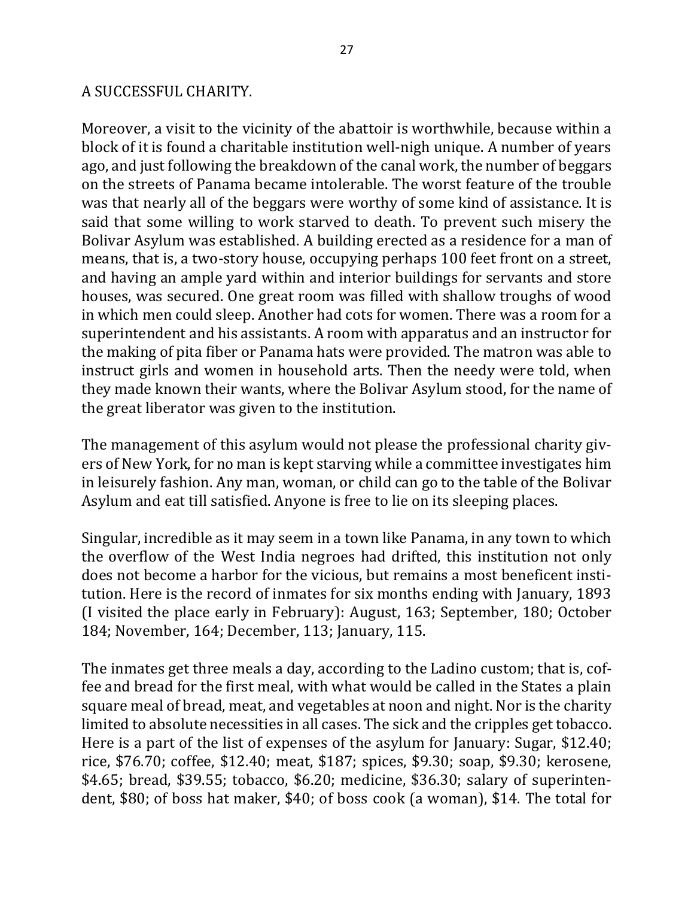## A SUCCESSFUL CHARITY.

Moreover, a visit to the vicinity of the abattoir is worthwhile, because within a block of it is found a charitable institution well-nigh unique. A number of years ago, and just following the breakdown of the canal work, the number of beggars on the streets of Panama became intolerable. The worst feature of the trouble was that nearly all of the beggars were worthy of some kind of assistance. It is said that some willing to work starved to death. To prevent such misery the Bolivar Asylum was established. A building erected as a residence for a man of means, that is, a two-story house, occupying perhaps 100 feet front on a street, and having an ample yard within and interior buildings for servants and store houses, was secured. One great room was filled with shallow troughs of wood in which men could sleep. Another had cots for women. There was a room for a superintendent and his assistants. A room with apparatus and an instructor for the making of pita fiber or Panama hats were provided. The matron was able to instruct girls and women in household arts. Then the needy were told, when they made known their wants, where the Bolivar Asylum stood, for the name of the great liberator was given to the institution.

The management of this asylum would not please the professional charity givers of New York, for no man is kept starving while a committee investigates him in leisurely fashion. Any man, woman, or child can go to the table of the Bolivar Asylum and eat till satisfied. Anyone is free to lie on its sleeping places.

Singular, incredible as it may seem in a town like Panama, in any town to which the overflow of the West India negroes had drifted, this institution not only does not become a harbor for the vicious, but remains a most beneficent institution. Here is the record of inmates for six months ending with January, 1893 (I visited the place early in February): August, 163; September, 180; October 184; November, 164; December, 113; January, 115.

The inmates get three meals a day, according to the Ladino custom; that is, coffee and bread for the first meal, with what would be called in the States a plain square meal of bread, meat, and vegetables at noon and night. Nor is the charity limited to absolute necessities in all cases. The sick and the cripples get tobacco. Here is a part of the list of expenses of the asylum for January: Sugar, $12.40; rice, $76.70; coffee, $12.40; meat, $187; spices, $9.30; soap, $9.30; kerosene, $4.65; bread, $39.55; tobacco, $6.20; medicine, $36.30; salary of superintendent, $80; of boss hat maker, $40; of boss cook (a woman), $14. The total for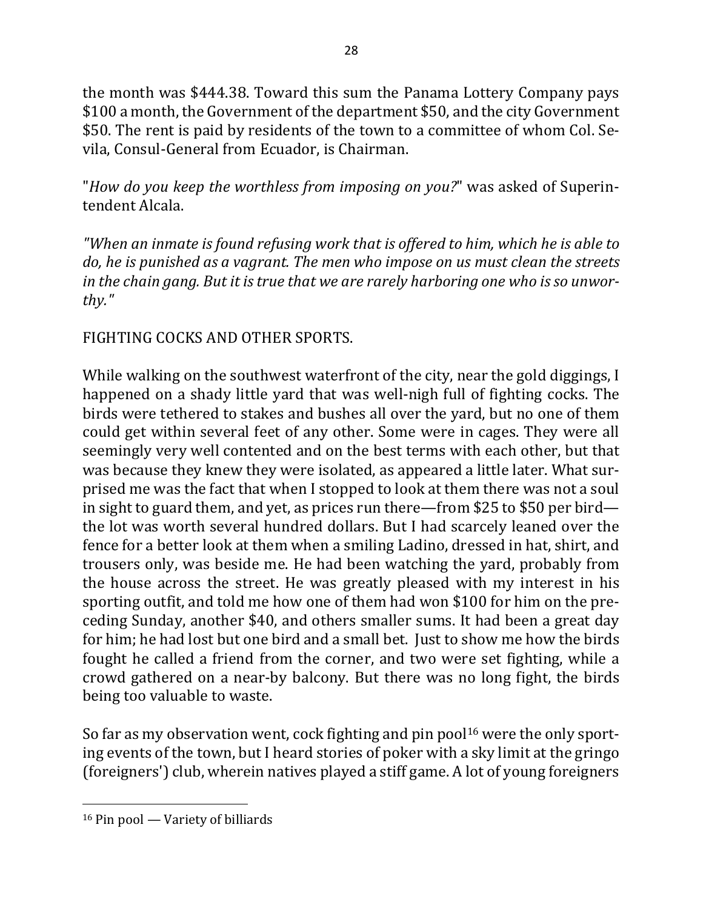the month was $444.38. Toward this sum the Panama Lottery Company pays $100 a month, the Government of the department $50, and the city Government $50. The rent is paid by residents of the town to a committee of whom Col. Sevila, Consul-General from Ecuador, is Chairman.

"*How do you keep the worthless from imposing on you?*" was asked of Superintendent Alcala.

*"When an inmate is found refusing work that is offered to him, which he is able to do, he is punished as a vagrant. The men who impose on us must clean the streets in the chain gang. But it is true that we are rarely harboring one who is so unworthy."*

FIGHTING COCKS AND OTHER SPORTS.

While walking on the southwest waterfront of the city, near the gold diggings, I happened on a shady little yard that was well-nigh full of fighting cocks. The birds were tethered to stakes and bushes all over the yard, but no one of them could get within several feet of any other. Some were in cages. They were all seemingly very well contented and on the best terms with each other, but that was because they knew they were isolated, as appeared a little later. What surprised me was the fact that when I stopped to look at them there was not a soul in sight to guard them, and yet, as prices run there—from $25 to $50 per bird—the lot was worth several hundred dollars. But I had scarcely leaned over the fence for a better look at them when a smiling Ladino, dressed in hat, shirt, and trousers only, was beside me. He had been watching the yard, probably from the house across the street. He was greatly pleased with my interest in his sporting outfit, and told me how one of them had won $100 for him on the preceding Sunday, another $40, and others smaller sums. It had been a great day for him; he had lost but one bird and a small bet. Just to show me how the birds fought he called a friend from the corner, and two were set fighting, while a crowd gathered on a near-by balcony. But there was no long fight, the birds being too valuable to waste.

So far as my observation went, cock fighting and pin pool[16] were the only sporting events of the town, but I heard stories of poker with a sky limit at the gringo (foreigners') club, wherein natives played a stiff game. A lot of young foreigners

[16] Pin pool — Variety of billiards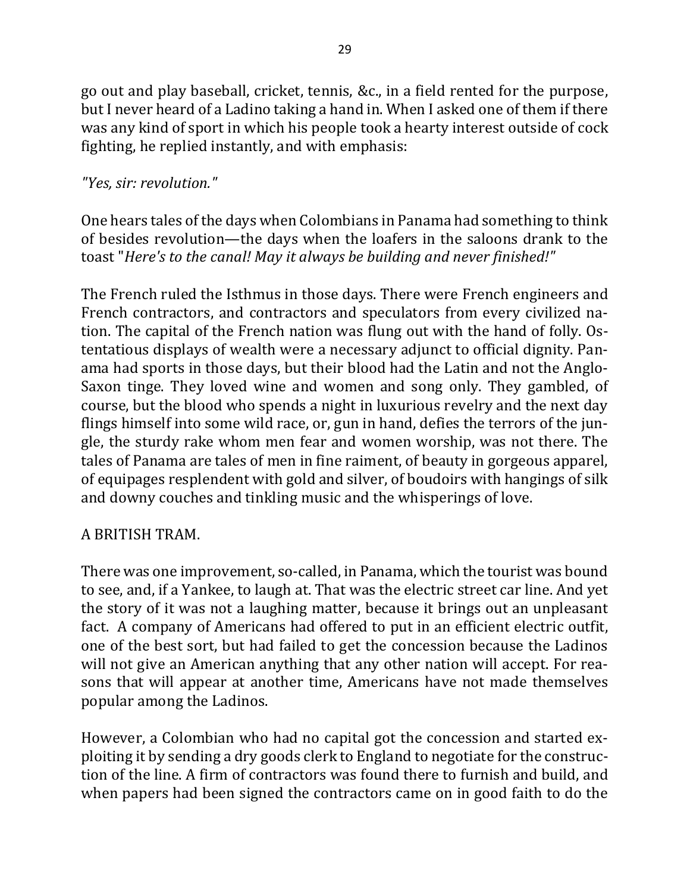go out and play baseball, cricket, tennis, &c., in a field rented for the purpose, but I never heard of a Ladino taking a hand in. When I asked one of them if there was any kind of sport in which his people took a hearty interest outside of cock fighting, he replied instantly, and with emphasis:

*"Yes, sir: revolution."*

One hears tales of the days when Colombians in Panama had something to think of besides revolution—the days when the loafers in the saloons drank to the toast "*Here's to the canal! May it always be building and never finished!*"

The French ruled the Isthmus in those days. There were French engineers and French contractors, and contractors and speculators from every civilized nation. The capital of the French nation was flung out with the hand of folly. Ostentatious displays of wealth were a necessary adjunct to official dignity. Panama had sports in those days, but their blood had the Latin and not the Anglo-Saxon tinge. They loved wine and women and song only. They gambled, of course, but the blood who spends a night in luxurious revelry and the next day flings himself into some wild race, or, gun in hand, defies the terrors of the jungle, the sturdy rake whom men fear and women worship, was not there. The tales of Panama are tales of men in fine raiment, of beauty in gorgeous apparel, of equipages resplendent with gold and silver, of boudoirs with hangings of silk and downy couches and tinkling music and the whisperings of love.

A BRITISH TRAM.

There was one improvement, so-called, in Panama, which the tourist was bound to see, and, if a Yankee, to laugh at. That was the electric street car line. And yet the story of it was not a laughing matter, because it brings out an unpleasant fact. A company of Americans had offered to put in an efficient electric outfit, one of the best sort, but had failed to get the concession because the Ladinos will not give an American anything that any other nation will accept. For reasons that will appear at another time, Americans have not made themselves popular among the Ladinos.

However, a Colombian who had no capital got the concession and started exploiting it by sending a dry goods clerk to England to negotiate for the construction of the line. A firm of contractors was found there to furnish and build, and when papers had been signed the contractors came on in good faith to do the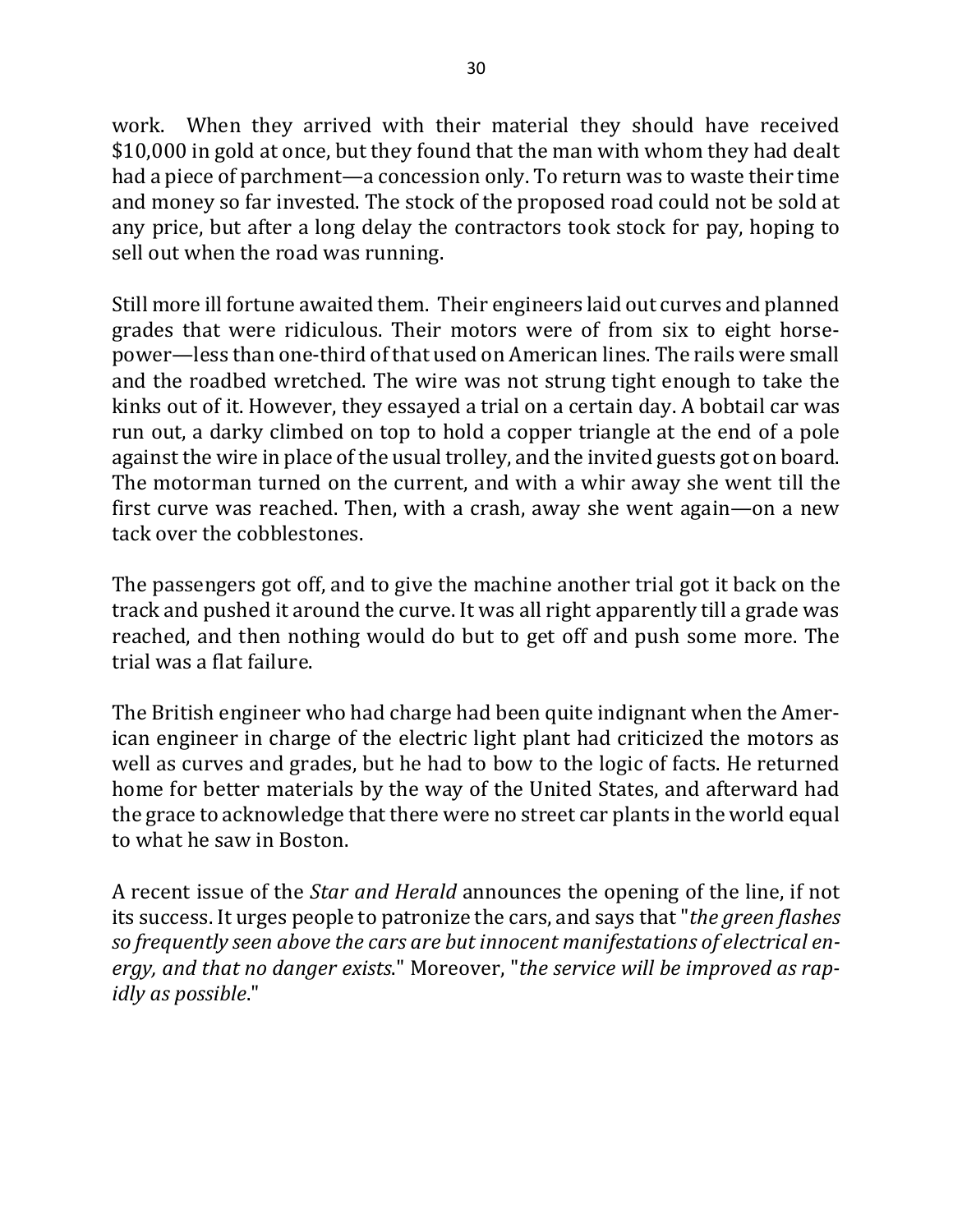work. When they arrived with their material they should have received $10,000 in gold at once, but they found that the man with whom they had dealt had a piece of parchment—a concession only. To return was to waste their time and money so far invested. The stock of the proposed road could not be sold at any price, but after a long delay the contractors took stock for pay, hoping to sell out when the road was running.

Still more ill fortune awaited them. Their engineers laid out curves and planned grades that were ridiculous. Their motors were of from six to eight horse-power—less than one-third of that used on American lines. The rails were small and the roadbed wretched. The wire was not strung tight enough to take the kinks out of it. However, they essayed a trial on a certain day. A bobtail car was run out, a darky climbed on top to hold a copper triangle at the end of a pole against the wire in place of the usual trolley, and the invited guests got on board. The motorman turned on the current, and with a whir away she went till the first curve was reached. Then, with a crash, away she went again—on a new tack over the cobblestones.

The passengers got off, and to give the machine another trial got it back on the track and pushed it around the curve. It was all right apparently till a grade was reached, and then nothing would do but to get off and push some more. The trial was a flat failure.

The British engineer who had charge had been quite indignant when the American engineer in charge of the electric light plant had criticized the motors as well as curves and grades, but he had to bow to the logic of facts. He returned home for better materials by the way of the United States, and afterward had the grace to acknowledge that there were no street car plants in the world equal to what he saw in Boston.

A recent issue of the *Star and Herald* announces the opening of the line, if not its success. It urges people to patronize the cars, and says that "*the green flashes so frequently seen above the cars are but innocent manifestations of electrical energy, and that no danger exists*." Moreover, "*the service will be improved as rapidly as possible*."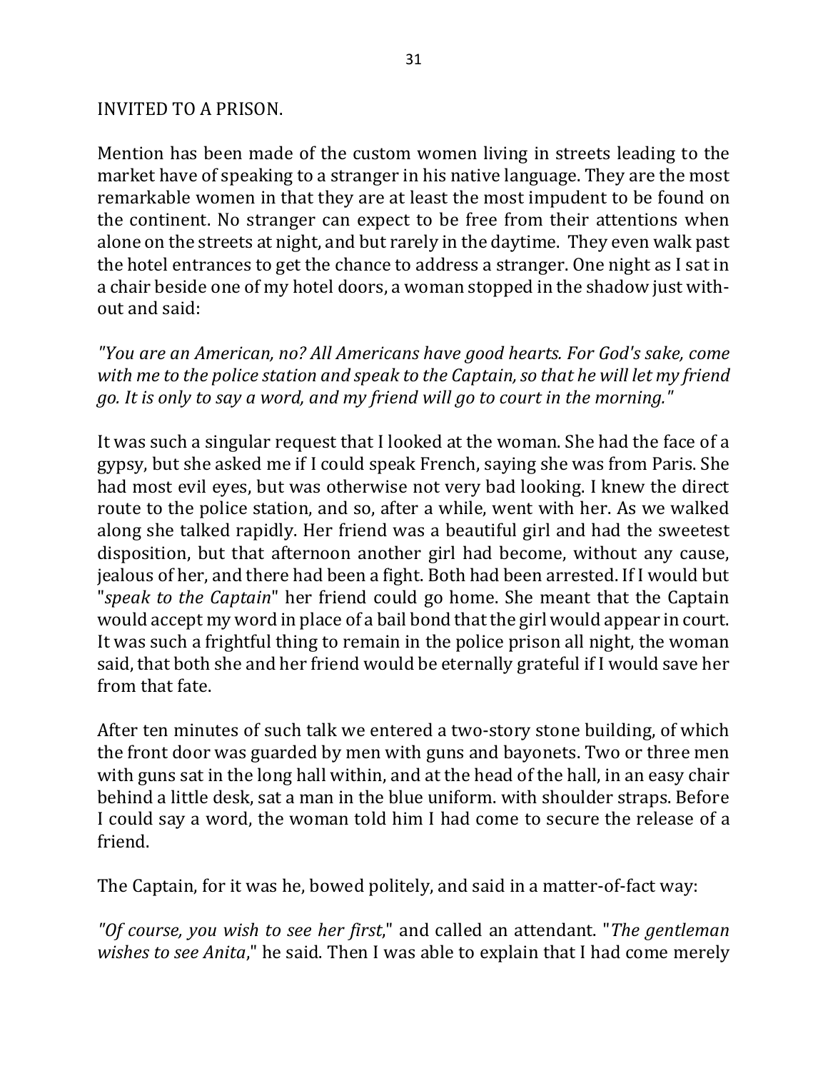## INVITED TO A PRISON.

Mention has been made of the custom women living in streets leading to the market have of speaking to a stranger in his native language. They are the most remarkable women in that they are at least the most impudent to be found on the continent. No stranger can expect to be free from their attentions when alone on the streets at night, and but rarely in the daytime. They even walk past the hotel entrances to get the chance to address a stranger. One night as I sat in a chair beside one of my hotel doors, a woman stopped in the shadow just without and said:

*"You are an American, no? All Americans have good hearts. For God's sake, come with me to the police station and speak to the Captain, so that he will let my friend go. It is only to say a word, and my friend will go to court in the morning."*

It was such a singular request that I looked at the woman. She had the face of a gypsy, but she asked me if I could speak French, saying she was from Paris. She had most evil eyes, but was otherwise not very bad looking. I knew the direct route to the police station, and so, after a while, went with her. As we walked along she talked rapidly. Her friend was a beautiful girl and had the sweetest disposition, but that afternoon another girl had become, without any cause, jealous of her, and there had been a fight. Both had been arrested. If I would but "*speak to the Captain*" her friend could go home. She meant that the Captain would accept my word in place of a bail bond that the girl would appear in court. It was such a frightful thing to remain in the police prison all night, the woman said, that both she and her friend would be eternally grateful if I would save her from that fate.

After ten minutes of such talk we entered a two-story stone building, of which the front door was guarded by men with guns and bayonets. Two or three men with guns sat in the long hall within, and at the head of the hall, in an easy chair behind a little desk, sat a man in the blue uniform. with shoulder straps. Before I could say a word, the woman told him I had come to secure the release of a friend.

The Captain, for it was he, bowed politely, and said in a matter-of-fact way:

*"Of course, you wish to see her first*," and called an attendant. "*The gentleman wishes to see Anita*," he said. Then I was able to explain that I had come merely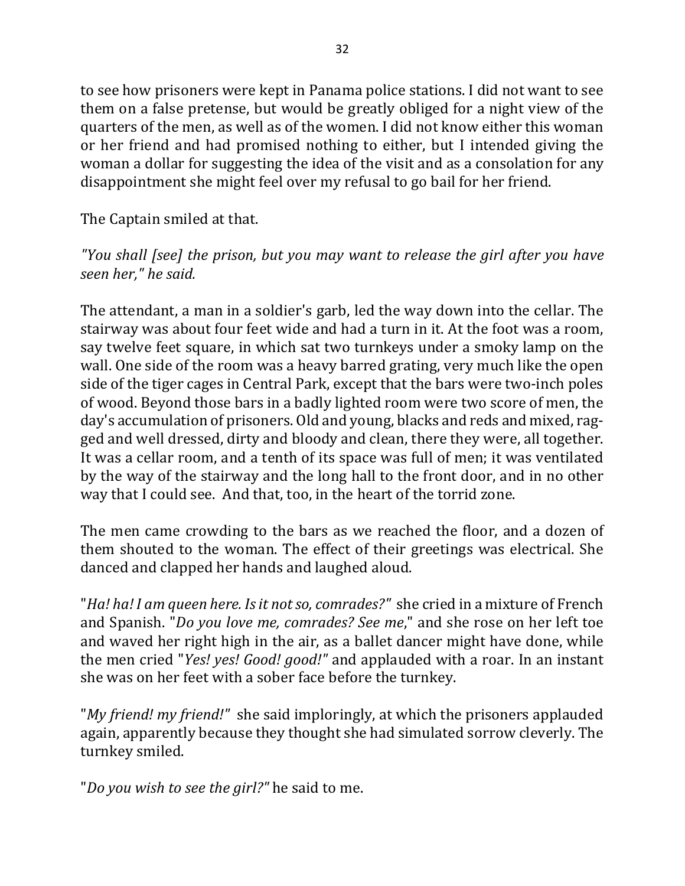to see how prisoners were kept in Panama police stations. I did not want to see them on a false pretense, but would be greatly obliged for a night view of the quarters of the men, as well as of the women. I did not know either this woman or her friend and had promised nothing to either, but I intended giving the woman a dollar for suggesting the idea of the visit and as a consolation for any disappointment she might feel over my refusal to go bail for her friend.

The Captain smiled at that.

*"You shall [see] the prison, but you may want to release the girl after you have seen her," he said.*

The attendant, a man in a soldier's garb, led the way down into the cellar. The stairway was about four feet wide and had a turn in it. At the foot was a room, say twelve feet square, in which sat two turnkeys under a smoky lamp on the wall. One side of the room was a heavy barred grating, very much like the open side of the tiger cages in Central Park, except that the bars were two-inch poles of wood. Beyond those bars in a badly lighted room were two score of men, the day's accumulation of prisoners. Old and young, blacks and reds and mixed, ragged and well dressed, dirty and bloody and clean, there they were, all together. It was a cellar room, and a tenth of its space was full of men; it was ventilated by the way of the stairway and the long hall to the front door, and in no other way that I could see. And that, too, in the heart of the torrid zone.

The men came crowding to the bars as we reached the floor, and a dozen of them shouted to the woman. The effect of their greetings was electrical. She danced and clapped her hands and laughed aloud.

"*Ha! ha! I am queen here. Is it not so, comrades?*" she cried in a mixture of French and Spanish. "*Do you love me, comrades? See me*," and she rose on her left toe and waved her right high in the air, as a ballet dancer might have done, while the men cried "*Yes! yes! Good! good!*" and applauded with a roar. In an instant she was on her feet with a sober face before the turnkey.

"*My friend! my friend!*" she said imploringly, at which the prisoners applauded again, apparently because they thought she had simulated sorrow cleverly. The turnkey smiled.

"*Do you wish to see the girl?*" he said to me.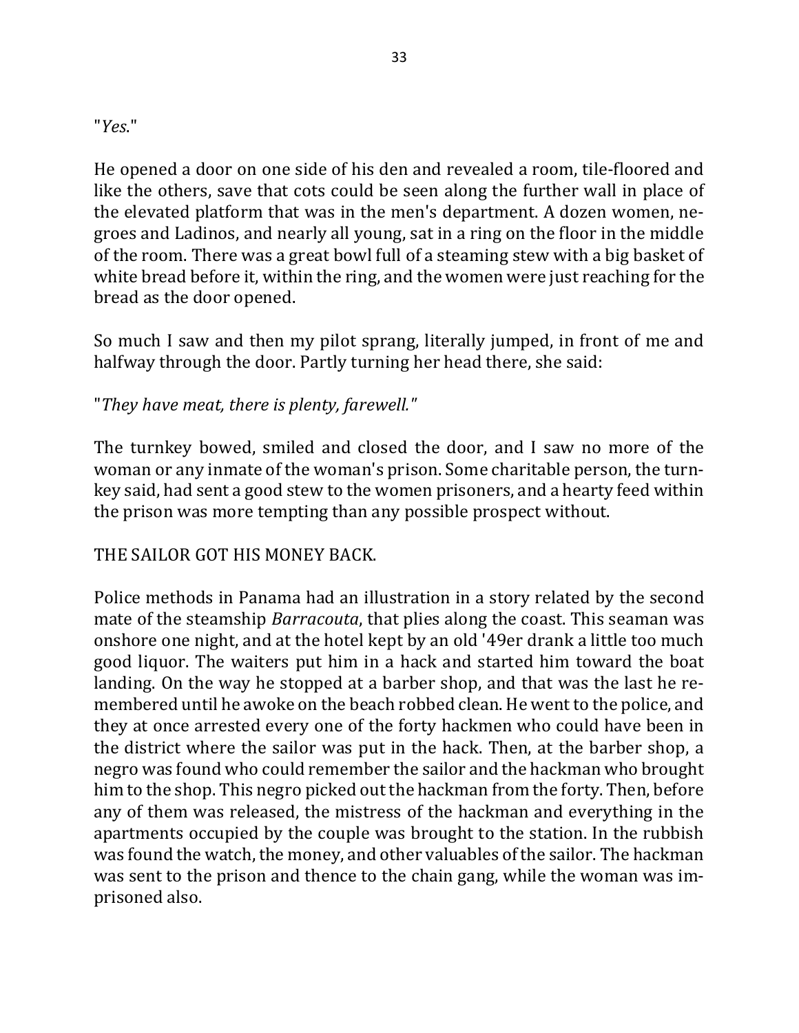"*Yes.*"

He opened a door on one side of his den and revealed a room, tile-floored and like the others, save that cots could be seen along the further wall in place of the elevated platform that was in the men's department. A dozen women, negroes and Ladinos, and nearly all young, sat in a ring on the floor in the middle of the room. There was a great bowl full of a steaming stew with a big basket of white bread before it, within the ring, and the women were just reaching for the bread as the door opened.

So much I saw and then my pilot sprang, literally jumped, in front of me and halfway through the door. Partly turning her head there, she said:

"*They have meat, there is plenty, farewell.*"

The turnkey bowed, smiled and closed the door, and I saw no more of the woman or any inmate of the woman's prison. Some charitable person, the turnkey said, had sent a good stew to the women prisoners, and a hearty feed within the prison was more tempting than any possible prospect without.

## THE SAILOR GOT HIS MONEY BACK.

Police methods in Panama had an illustration in a story related by the second mate of the steamship *Barracouta*, that plies along the coast. This seaman was onshore one night, and at the hotel kept by an old '49er drank a little too much good liquor. The waiters put him in a hack and started him toward the boat landing. On the way he stopped at a barber shop, and that was the last he remembered until he awoke on the beach robbed clean. He went to the police, and they at once arrested every one of the forty hackmen who could have been in the district where the sailor was put in the hack. Then, at the barber shop, a negro was found who could remember the sailor and the hackman who brought him to the shop. This negro picked out the hackman from the forty. Then, before any of them was released, the mistress of the hackman and everything in the apartments occupied by the couple was brought to the station. In the rubbish was found the watch, the money, and other valuables of the sailor. The hackman was sent to the prison and thence to the chain gang, while the woman was imprisoned also.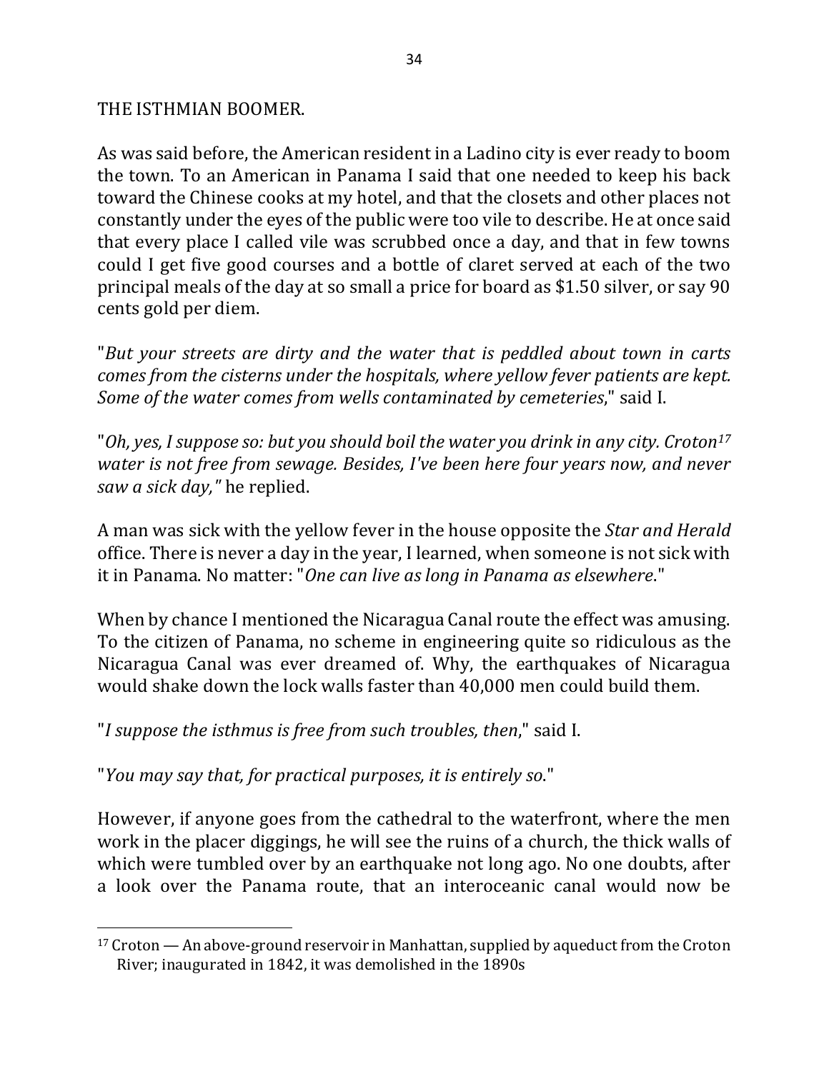## THE ISTHMIAN BOOMER.

As was said before, the American resident in a Ladino city is ever ready to boom the town. To an American in Panama I said that one needed to keep his back toward the Chinese cooks at my hotel, and that the closets and other places not constantly under the eyes of the public were too vile to describe. He at once said that every place I called vile was scrubbed once a day, and that in few towns could I get five good courses and a bottle of claret served at each of the two principal meals of the day at so small a price for board as $1.50 silver, or say 90 cents gold per diem.

"*But your streets are dirty and the water that is peddled about town in carts comes from the cisterns under the hospitals, where yellow fever patients are kept. Some of the water comes from wells contaminated by cemeteries*," said I.

"*Oh, yes, I suppose so: but you should boil the water you drink in any city. Croton*[17] *water is not free from sewage. Besides, I've been here four years now, and never saw a sick day,*" he replied.

A man was sick with the yellow fever in the house opposite the *Star and Herald* office. There is never a day in the year, I learned, when someone is not sick with it in Panama. No matter: "*One can live as long in Panama as elsewhere*."

When by chance I mentioned the Nicaragua Canal route the effect was amusing. To the citizen of Panama, no scheme in engineering quite so ridiculous as the Nicaragua Canal was ever dreamed of. Why, the earthquakes of Nicaragua would shake down the lock walls faster than 40,000 men could build them.

"*I suppose the isthmus is free from such troubles, then*," said I.

"*You may say that, for practical purposes, it is entirely so*."

However, if anyone goes from the cathedral to the waterfront, where the men work in the placer diggings, he will see the ruins of a church, the thick walls of which were tumbled over by an earthquake not long ago. No one doubts, after a look over the Panama route, that an interoceanic canal would now be

[17] Croton — An above-ground reservoir in Manhattan, supplied by aqueduct from the Croton River; inaugurated in 1842, it was demolished in the 1890s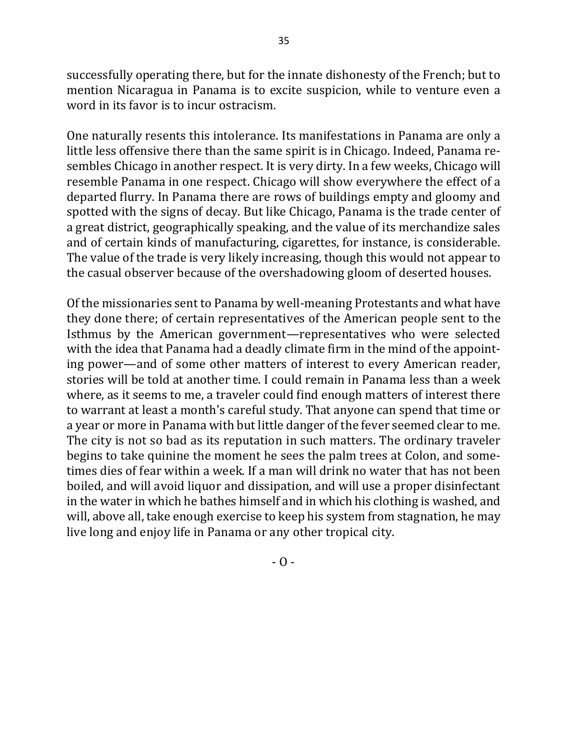successfully operating there, but for the innate dishonesty of the French; but to mention Nicaragua in Panama is to excite suspicion, while to venture even a word in its favor is to incur ostracism.

One naturally resents this intolerance. Its manifestations in Panama are only a little less offensive there than the same spirit is in Chicago. Indeed, Panama resembles Chicago in another respect. It is very dirty. In a few weeks, Chicago will resemble Panama in one respect. Chicago will show everywhere the effect of a departed flurry. In Panama there are rows of buildings empty and gloomy and spotted with the signs of decay. But like Chicago, Panama is the trade center of a great district, geographically speaking, and the value of its merchandize sales and of certain kinds of manufacturing, cigarettes, for instance, is considerable. The value of the trade is very likely increasing, though this would not appear to the casual observer because of the overshadowing gloom of deserted houses.

Of the missionaries sent to Panama by well-meaning Protestants and what have they done there; of certain representatives of the American people sent to the Isthmus by the American government—representatives who were selected with the idea that Panama had a deadly climate firm in the mind of the appointing power—and of some other matters of interest to every American reader, stories will be told at another time. I could remain in Panama less than a week where, as it seems to me, a traveler could find enough matters of interest there to warrant at least a month's careful study. That anyone can spend that time or a year or more in Panama with but little danger of the fever seemed clear to me. The city is not so bad as its reputation in such matters. The ordinary traveler begins to take quinine the moment he sees the palm trees at Colon, and sometimes dies of fear within a week. If a man will drink no water that has not been boiled, and will avoid liquor and dissipation, and will use a proper disinfectant in the water in which he bathes himself and in which his clothing is washed, and will, above all, take enough exercise to keep his system from stagnation, he may live long and enjoy life in Panama or any other tropical city.

- O -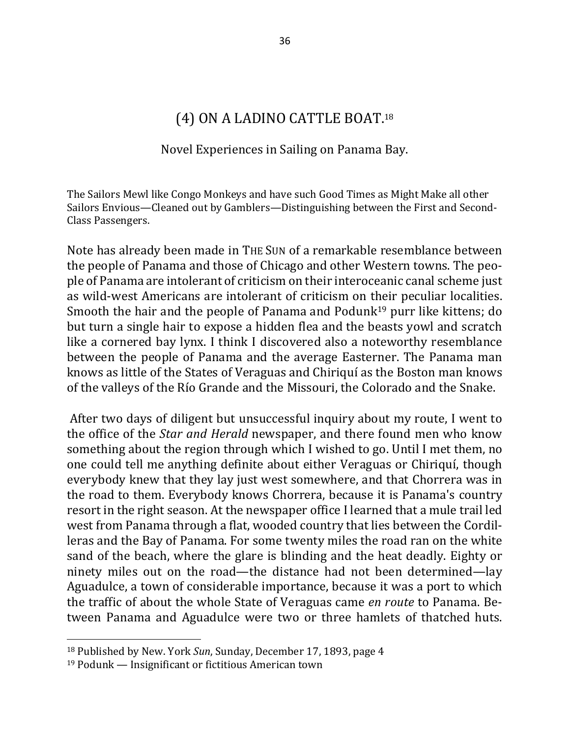## (4) ON A LADINO CATTLE BOAT.[18]

Novel Experiences in Sailing on Panama Bay.

The Sailors Mewl like Congo Monkeys and have such Good Times as Might Make all other Sailors Envious—Cleaned out by Gamblers—Distinguishing between the First and Second-Class Passengers.

Note has already been made in THE SUN of a remarkable resemblance between the people of Panama and those of Chicago and other Western towns. The people of Panama are intolerant of criticism on their interoceanic canal scheme just as wild-west Americans are intolerant of criticism on their peculiar localities. Smooth the hair and the people of Panama and Podunk[19] purr like kittens; do but turn a single hair to expose a hidden flea and the beasts yowl and scratch like a cornered bay lynx. I think I discovered also a noteworthy resemblance between the people of Panama and the average Easterner. The Panama man knows as little of the States of Veraguas and Chiriquí as the Boston man knows of the valleys of the Río Grande and the Missouri, the Colorado and the Snake.

After two days of diligent but unsuccessful inquiry about my route, I went to the office of the *Star and Herald* newspaper, and there found men who know something about the region through which I wished to go. Until I met them, no one could tell me anything definite about either Veraguas or Chiriquí, though everybody knew that they lay just west somewhere, and that Chorrera was in the road to them. Everybody knows Chorrera, because it is Panama's country resort in the right season. At the newspaper office I learned that a mule trail led west from Panama through a flat, wooded country that lies between the Cordilleras and the Bay of Panama. For some twenty miles the road ran on the white sand of the beach, where the glare is blinding and the heat deadly. Eighty or ninety miles out on the road—the distance had not been determined—lay Aguadulce, a town of considerable importance, because it was a port to which the traffic of about the whole State of Veraguas came *en route* to Panama. Between Panama and Aguadulce were two or three hamlets of thatched huts.

---

[18] Published by New. York *Sun*, Sunday, December 17, 1893, page 4

[19] Podunk — Insignificant or fictitious American town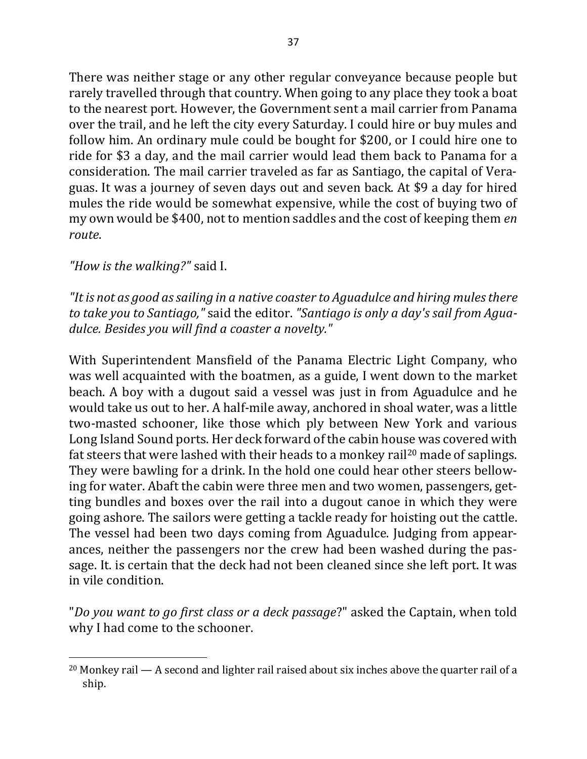There was neither stage or any other regular conveyance because people but rarely travelled through that country. When going to any place they took a boat to the nearest port. However, the Government sent a mail carrier from Panama over the trail, and he left the city every Saturday. I could hire or buy mules and follow him. An ordinary mule could be bought for $200, or I could hire one to ride for $3 a day, and the mail carrier would lead them back to Panama for a consideration. The mail carrier traveled as far as Santiago, the capital of Veraguas. It was a journey of seven days out and seven back. At $9 a day for hired mules the ride would be somewhat expensive, while the cost of buying two of my own would be $400, not to mention saddles and the cost of keeping them *en route*.

*"How is the walking?"* said I.

*"It is not as good as sailing in a native coaster to Aguadulce and hiring mules there to take you to Santiago,"* said the editor. *"Santiago is only a day's sail from Aguadulce. Besides you will find a coaster a novelty."*

With Superintendent Mansfield of the Panama Electric Light Company, who was well acquainted with the boatmen, as a guide, I went down to the market beach. A boy with a dugout said a vessel was just in from Aguadulce and he would take us out to her. A half-mile away, anchored in shoal water, was a little two-masted schooner, like those which ply between New York and various Long Island Sound ports. Her deck forward of the cabin house was covered with fat steers that were lashed with their heads to a monkey rail[20] made of saplings. They were bawling for a drink. In the hold one could hear other steers bellowing for water. Abaft the cabin were three men and two women, passengers, getting bundles and boxes over the rail into a dugout canoe in which they were going ashore. The sailors were getting a tackle ready for hoisting out the cattle. The vessel had been two days coming from Aguadulce. Judging from appearances, neither the passengers nor the crew had been washed during the passage. It. is certain that the deck had not been cleaned since she left port. It was in vile condition.

"*Do you want to go first class or a deck passage*?" asked the Captain, when told why I had come to the schooner.

---

[20] Monkey rail — A second and lighter rail raised about six inches above the quarter rail of a ship.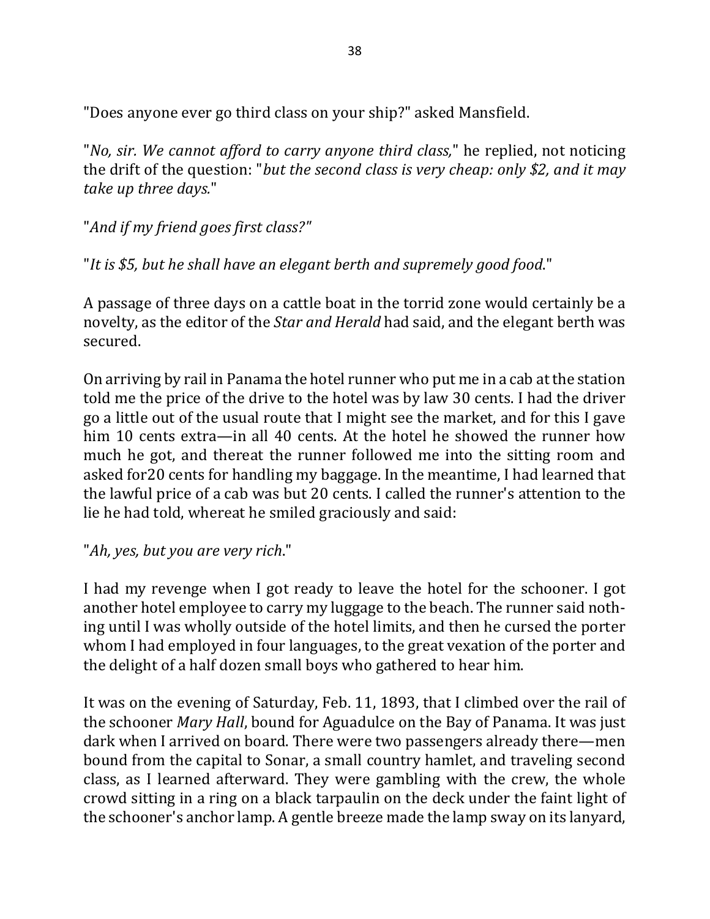"Does anyone ever go third class on your ship?" asked Mansfield.

"*No, sir. We cannot afford to carry anyone third class,*" he replied, not noticing the drift of the question: "*but the second class is very cheap: only $2, and it may take up three days.*"

"*And if my friend goes first class?"*

"*It is $5, but he shall have an elegant berth and supremely good food*."

A passage of three days on a cattle boat in the torrid zone would certainly be a novelty, as the editor of the *Star and Herald* had said, and the elegant berth was secured.

On arriving by rail in Panama the hotel runner who put me in a cab at the station told me the price of the drive to the hotel was by law 30 cents. I had the driver go a little out of the usual route that I might see the market, and for this I gave him 10 cents extra—in all 40 cents. At the hotel he showed the runner how much he got, and thereat the runner followed me into the sitting room and asked for20 cents for handling my baggage. In the meantime, I had learned that the lawful price of a cab was but 20 cents. I called the runner's attention to the lie he had told, whereat he smiled graciously and said:

"*Ah, yes, but you are very rich*."

I had my revenge when I got ready to leave the hotel for the schooner. I got another hotel employee to carry my luggage to the beach. The runner said nothing until I was wholly outside of the hotel limits, and then he cursed the porter whom I had employed in four languages, to the great vexation of the porter and the delight of a half dozen small boys who gathered to hear him.

It was on the evening of Saturday, Feb. 11, 1893, that I climbed over the rail of the schooner *Mary Hall*, bound for Aguadulce on the Bay of Panama. It was just dark when I arrived on board. There were two passengers already there—men bound from the capital to Sonar, a small country hamlet, and traveling second class, as I learned afterward. They were gambling with the crew, the whole crowd sitting in a ring on a black tarpaulin on the deck under the faint light of the schooner's anchor lamp. A gentle breeze made the lamp sway on its lanyard,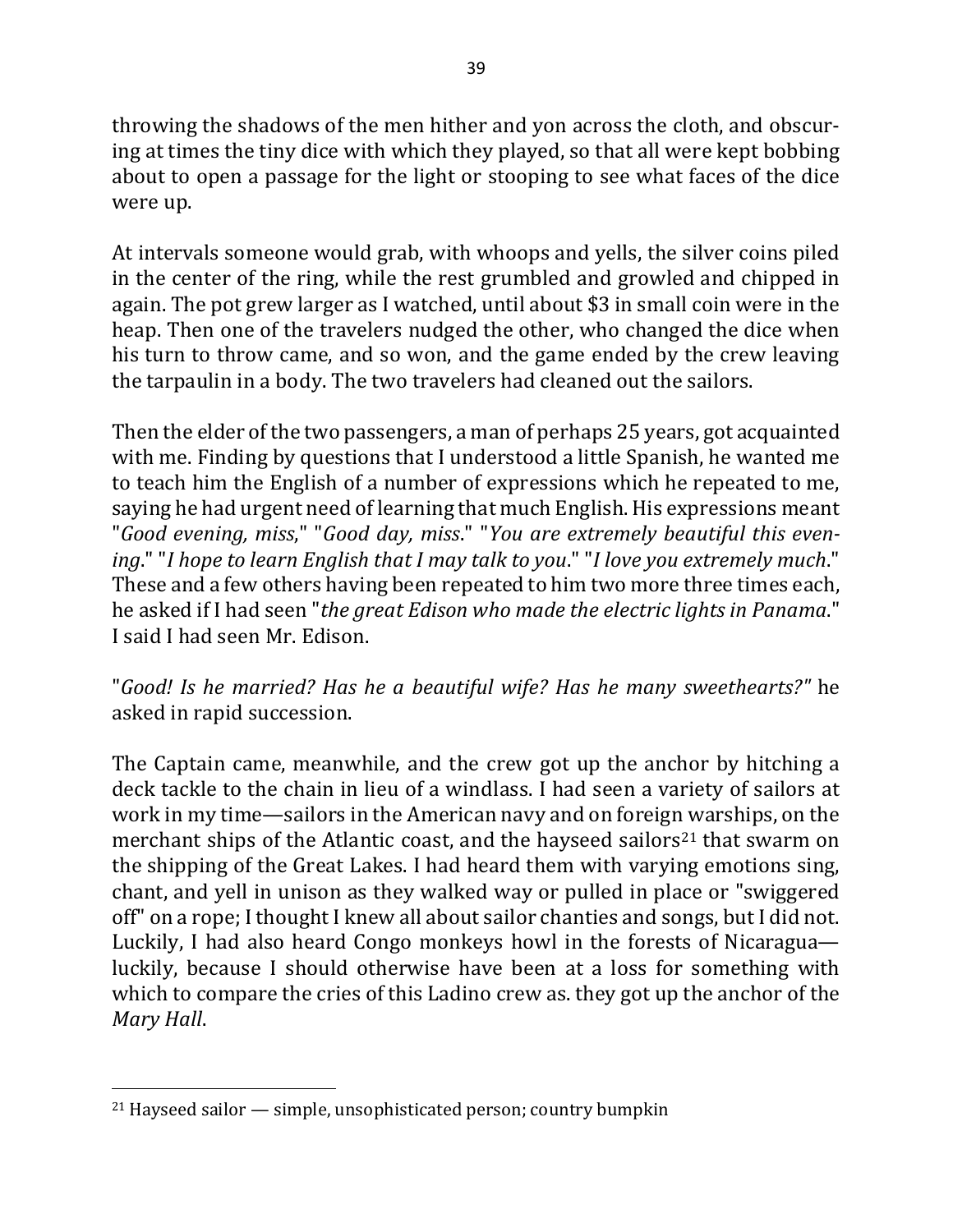throwing the shadows of the men hither and yon across the cloth, and obscuring at times the tiny dice with which they played, so that all were kept bobbing about to open a passage for the light or stooping to see what faces of the dice were up.

At intervals someone would grab, with whoops and yells, the silver coins piled in the center of the ring, while the rest grumbled and growled and chipped in again. The pot grew larger as I watched, until about $3 in small coin were in the heap. Then one of the travelers nudged the other, who changed the dice when his turn to throw came, and so won, and the game ended by the crew leaving the tarpaulin in a body. The two travelers had cleaned out the sailors.

Then the elder of the two passengers, a man of perhaps 25 years, got acquainted with me. Finding by questions that I understood a little Spanish, he wanted me to teach him the English of a number of expressions which he repeated to me, saying he had urgent need of learning that much English. His expressions meant "*Good evening, miss*," "*Good day, miss*." "*You are extremely beautiful this evening*." "*I hope to learn English that I may talk to you*." "*I love you extremely much*." These and a few others having been repeated to him two more three times each, he asked if I had seen "*the great Edison who made the electric lights in Panama*." I said I had seen Mr. Edison.

"*Good! Is he married? Has he a beautiful wife? Has he many sweethearts?"* he asked in rapid succession.

The Captain came, meanwhile, and the crew got up the anchor by hitching a deck tackle to the chain in lieu of a windlass. I had seen a variety of sailors at work in my time—sailors in the American navy and on foreign warships, on the merchant ships of the Atlantic coast, and the hayseed sailors[21] that swarm on the shipping of the Great Lakes. I had heard them with varying emotions sing, chant, and yell in unison as they walked way or pulled in place or "swiggered off" on a rope; I thought I knew all about sailor chanties and songs, but I did not. Luckily, I had also heard Congo monkeys howl in the forests of Nicaragua—luckily, because I should otherwise have been at a loss for something with which to compare the cries of this Ladino crew as. they got up the anchor of the *Mary Hall*.

[21] Hayseed sailor — simple, unsophisticated person; country bumpkin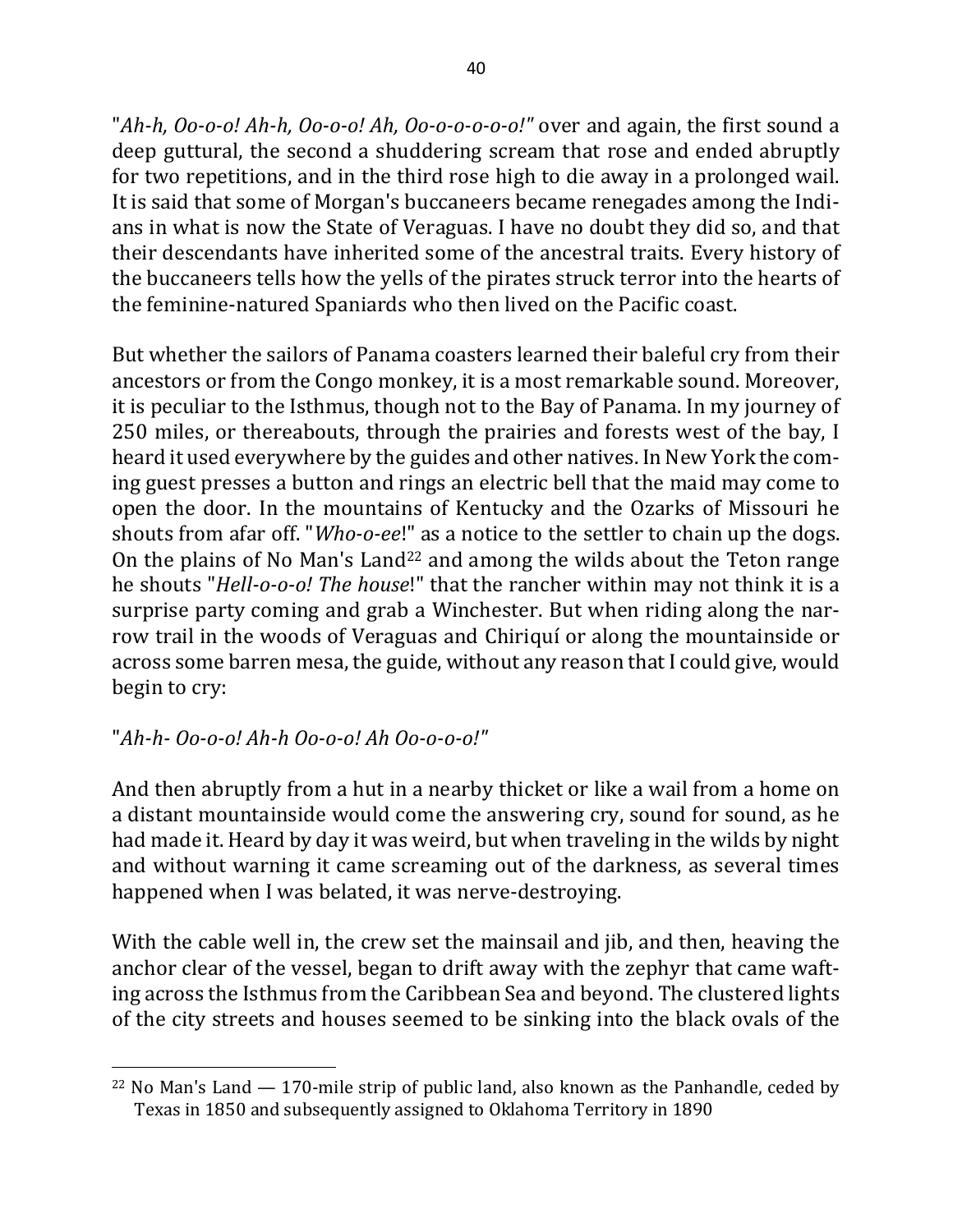"*Ah-h, Oo-o-o! Ah-h, Oo-o-o! Ah, Oo-o-o-o-o-o!"* over and again, the first sound a deep guttural, the second a shuddering scream that rose and ended abruptly for two repetitions, and in the third rose high to die away in a prolonged wail. It is said that some of Morgan's buccaneers became renegades among the Indians in what is now the State of Veraguas. I have no doubt they did so, and that their descendants have inherited some of the ancestral traits. Every history of the buccaneers tells how the yells of the pirates struck terror into the hearts of the feminine-natured Spaniards who then lived on the Pacific coast.

But whether the sailors of Panama coasters learned their baleful cry from their ancestors or from the Congo monkey, it is a most remarkable sound. Moreover, it is peculiar to the Isthmus, though not to the Bay of Panama. In my journey of 250 miles, or thereabouts, through the prairies and forests west of the bay, I heard it used everywhere by the guides and other natives. In New York the coming guest presses a button and rings an electric bell that the maid may come to open the door. In the mountains of Kentucky and the Ozarks of Missouri he shouts from afar off. "*Who-o-ee*!" as a notice to the settler to chain up the dogs. On the plains of No Man's Land[22] and among the wilds about the Teton range he shouts "*Hell-o-o-o! The house*!" that the rancher within may not think it is a surprise party coming and grab a Winchester. But when riding along the narrow trail in the woods of Veraguas and Chiriquí or along the mountainside or across some barren mesa, the guide, without any reason that I could give, would begin to cry:

"*Ah-h- Oo-o-o! Ah-h Oo-o-o! Ah Oo-o-o-o!"*

And then abruptly from a hut in a nearby thicket or like a wail from a home on a distant mountainside would come the answering cry, sound for sound, as he had made it. Heard by day it was weird, but when traveling in the wilds by night and without warning it came screaming out of the darkness, as several times happened when I was belated, it was nerve-destroying.

With the cable well in, the crew set the mainsail and jib, and then, heaving the anchor clear of the vessel, began to drift away with the zephyr that came wafting across the Isthmus from the Caribbean Sea and beyond. The clustered lights of the city streets and houses seemed to be sinking into the black ovals of the

---

[22] No Man's Land — 170-mile strip of public land, also known as the Panhandle, ceded by Texas in 1850 and subsequently assigned to Oklahoma Territory in 1890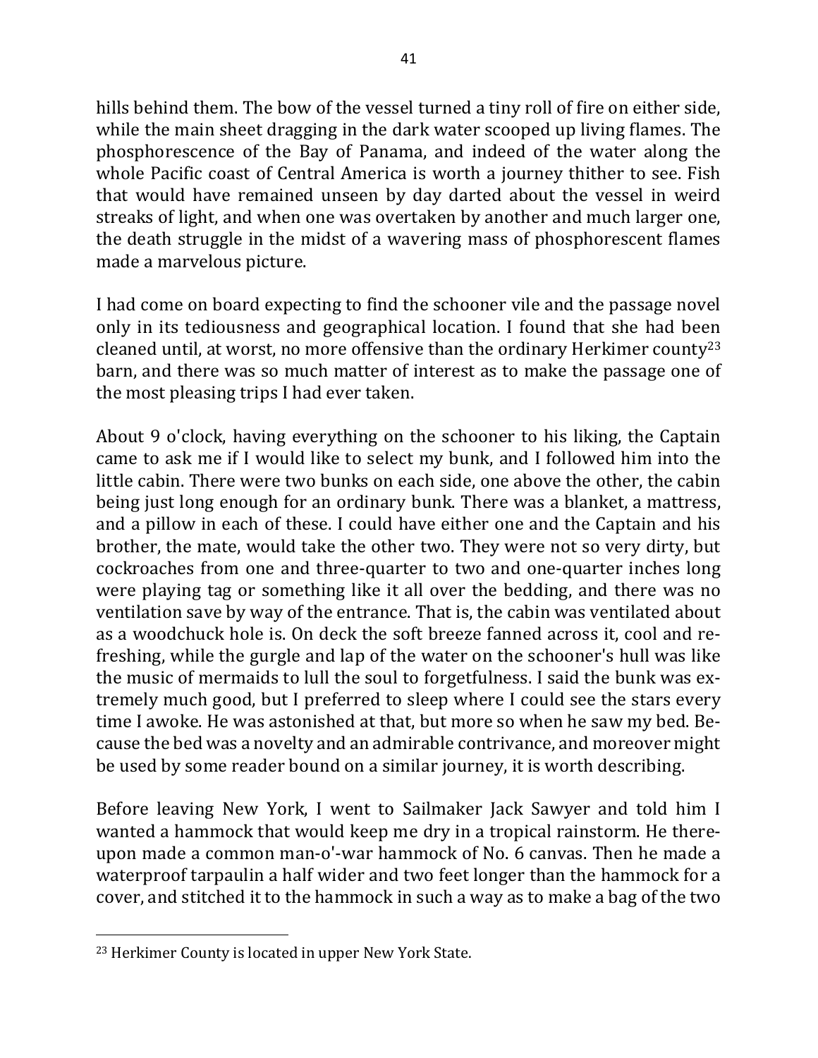hills behind them. The bow of the vessel turned a tiny roll of fire on either side, while the main sheet dragging in the dark water scooped up living flames. The phosphorescence of the Bay of Panama, and indeed of the water along the whole Pacific coast of Central America is worth a journey thither to see. Fish that would have remained unseen by day darted about the vessel in weird streaks of light, and when one was overtaken by another and much larger one, the death struggle in the midst of a wavering mass of phosphorescent flames made a marvelous picture.

I had come on board expecting to find the schooner vile and the passage novel only in its tediousness and geographical location. I found that she had been cleaned until, at worst, no more offensive than the ordinary Herkimer county[23] barn, and there was so much matter of interest as to make the passage one of the most pleasing trips I had ever taken.

About 9 o'clock, having everything on the schooner to his liking, the Captain came to ask me if I would like to select my bunk, and I followed him into the little cabin. There were two bunks on each side, one above the other, the cabin being just long enough for an ordinary bunk. There was a blanket, a mattress, and a pillow in each of these. I could have either one and the Captain and his brother, the mate, would take the other two. They were not so very dirty, but cockroaches from one and three-quarter to two and one-quarter inches long were playing tag or something like it all over the bedding, and there was no ventilation save by way of the entrance. That is, the cabin was ventilated about as a woodchuck hole is. On deck the soft breeze fanned across it, cool and refreshing, while the gurgle and lap of the water on the schooner's hull was like the music of mermaids to lull the soul to forgetfulness. I said the bunk was extremely much good, but I preferred to sleep where I could see the stars every time I awoke. He was astonished at that, but more so when he saw my bed. Because the bed was a novelty and an admirable contrivance, and moreover might be used by some reader bound on a similar journey, it is worth describing.

Before leaving New York, I went to Sailmaker Jack Sawyer and told him I wanted a hammock that would keep me dry in a tropical rainstorm. He thereupon made a common man-o'-war hammock of No. 6 canvas. Then he made a waterproof tarpaulin a half wider and two feet longer than the hammock for a cover, and stitched it to the hammock in such a way as to make a bag of the two

[23] Herkimer County is located in upper New York State.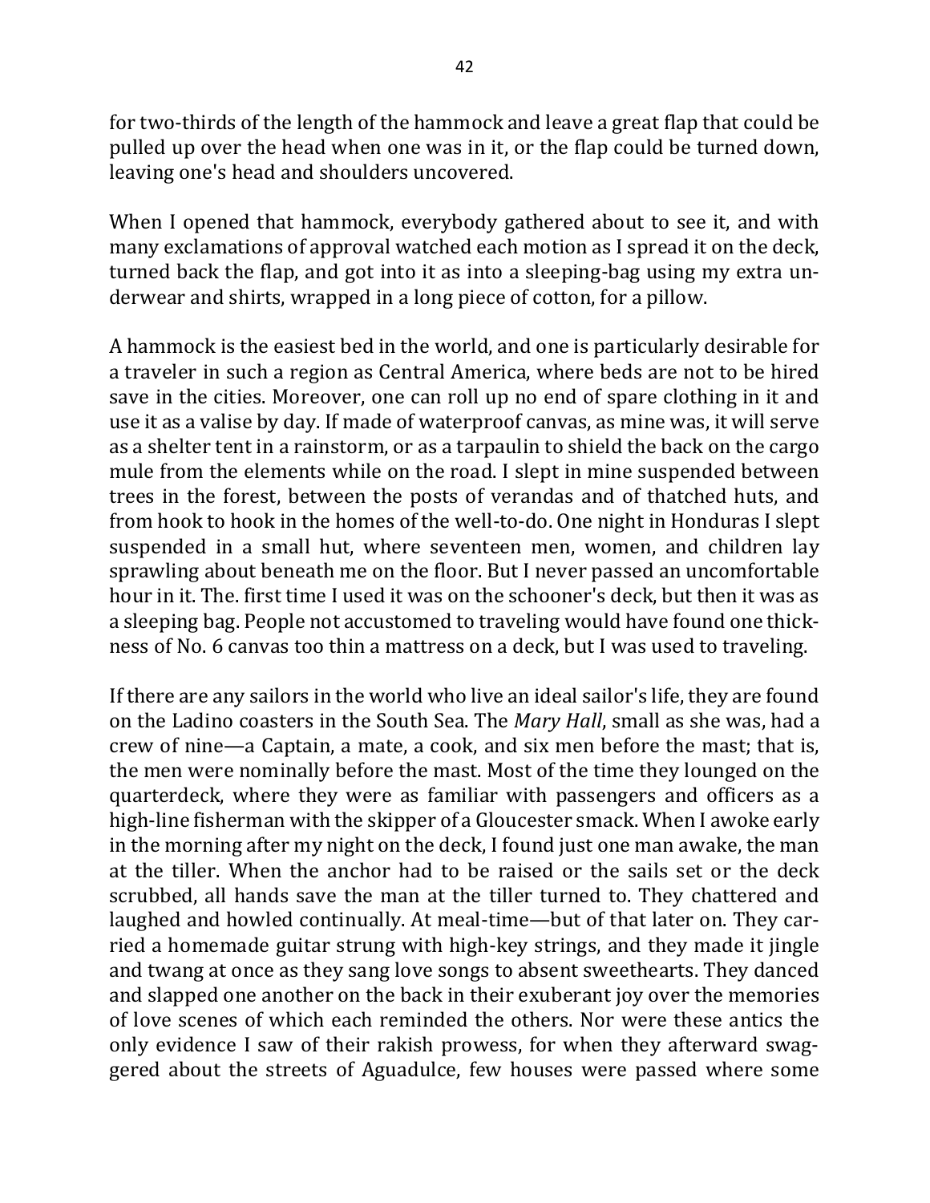for two-thirds of the length of the hammock and leave a great flap that could be pulled up over the head when one was in it, or the flap could be turned down, leaving one's head and shoulders uncovered.

When I opened that hammock, everybody gathered about to see it, and with many exclamations of approval watched each motion as I spread it on the deck, turned back the flap, and got into it as into a sleeping-bag using my extra underwear and shirts, wrapped in a long piece of cotton, for a pillow.

A hammock is the easiest bed in the world, and one is particularly desirable for a traveler in such a region as Central America, where beds are not to be hired save in the cities. Moreover, one can roll up no end of spare clothing in it and use it as a valise by day. If made of waterproof canvas, as mine was, it will serve as a shelter tent in a rainstorm, or as a tarpaulin to shield the back on the cargo mule from the elements while on the road. I slept in mine suspended between trees in the forest, between the posts of verandas and of thatched huts, and from hook to hook in the homes of the well-to-do. One night in Honduras I slept suspended in a small hut, where seventeen men, women, and children lay sprawling about beneath me on the floor. But I never passed an uncomfortable hour in it. The. first time I used it was on the schooner's deck, but then it was as a sleeping bag. People not accustomed to traveling would have found one thickness of No. 6 canvas too thin a mattress on a deck, but I was used to traveling.

If there are any sailors in the world who live an ideal sailor's life, they are found on the Ladino coasters in the South Sea. The *Mary Hall*, small as she was, had a crew of nine—a Captain, a mate, a cook, and six men before the mast; that is, the men were nominally before the mast. Most of the time they lounged on the quarterdeck, where they were as familiar with passengers and officers as a high-line fisherman with the skipper of a Gloucester smack. When I awoke early in the morning after my night on the deck, I found just one man awake, the man at the tiller. When the anchor had to be raised or the sails set or the deck scrubbed, all hands save the man at the tiller turned to. They chattered and laughed and howled continually. At meal-time—but of that later on. They carried a homemade guitar strung with high-key strings, and they made it jingle and twang at once as they sang love songs to absent sweethearts. They danced and slapped one another on the back in their exuberant joy over the memories of love scenes of which each reminded the others. Nor were these antics the only evidence I saw of their rakish prowess, for when they afterward swaggered about the streets of Aguadulce, few houses were passed where some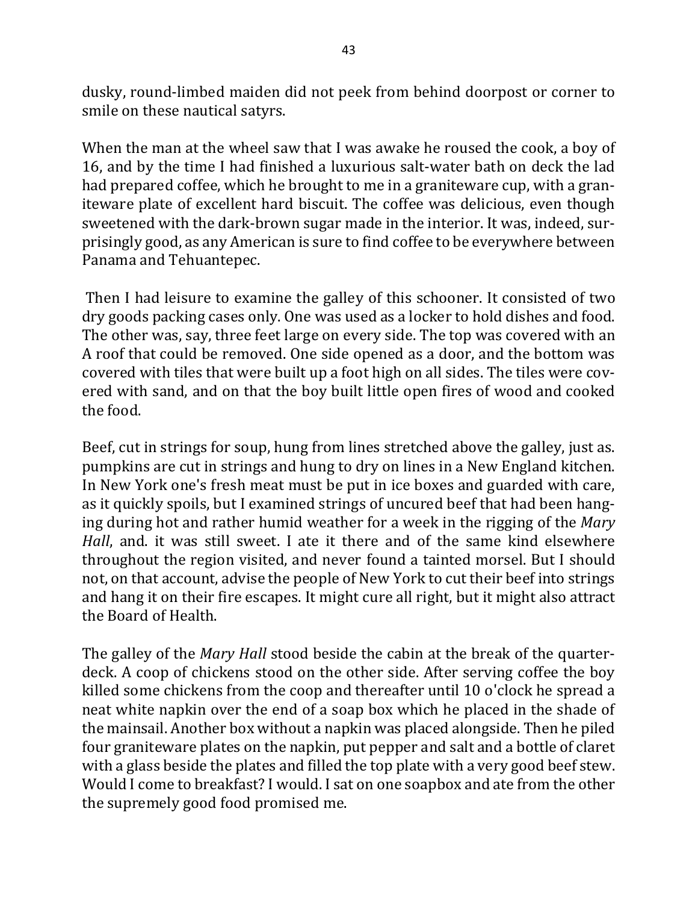dusky, round-limbed maiden did not peek from behind doorpost or corner to smile on these nautical satyrs.

When the man at the wheel saw that I was awake he roused the cook, a boy of 16, and by the time I had finished a luxurious salt-water bath on deck the lad had prepared coffee, which he brought to me in a graniteware cup, with a graniteware plate of excellent hard biscuit. The coffee was delicious, even though sweetened with the dark-brown sugar made in the interior. It was, indeed, surprisingly good, as any American is sure to find coffee to be everywhere between Panama and Tehuantepec.

Then I had leisure to examine the galley of this schooner. It consisted of two dry goods packing cases only. One was used as a locker to hold dishes and food. The other was, say, three feet large on every side. The top was covered with an A roof that could be removed. One side opened as a door, and the bottom was covered with tiles that were built up a foot high on all sides. The tiles were covered with sand, and on that the boy built little open fires of wood and cooked the food.

Beef, cut in strings for soup, hung from lines stretched above the galley, just as. pumpkins are cut in strings and hung to dry on lines in a New England kitchen. In New York one's fresh meat must be put in ice boxes and guarded with care, as it quickly spoils, but I examined strings of uncured beef that had been hanging during hot and rather humid weather for a week in the rigging of the *Mary Hall*, and. it was still sweet. I ate it there and of the same kind elsewhere throughout the region visited, and never found a tainted morsel. But I should not, on that account, advise the people of New York to cut their beef into strings and hang it on their fire escapes. It might cure all right, but it might also attract the Board of Health.

The galley of the *Mary Hall* stood beside the cabin at the break of the quarterdeck. A coop of chickens stood on the other side. After serving coffee the boy killed some chickens from the coop and thereafter until 10 o'clock he spread a neat white napkin over the end of a soap box which he placed in the shade of the mainsail. Another box without a napkin was placed alongside. Then he piled four graniteware plates on the napkin, put pepper and salt and a bottle of claret with a glass beside the plates and filled the top plate with a very good beef stew. Would I come to breakfast? I would. I sat on one soapbox and ate from the other the supremely good food promised me.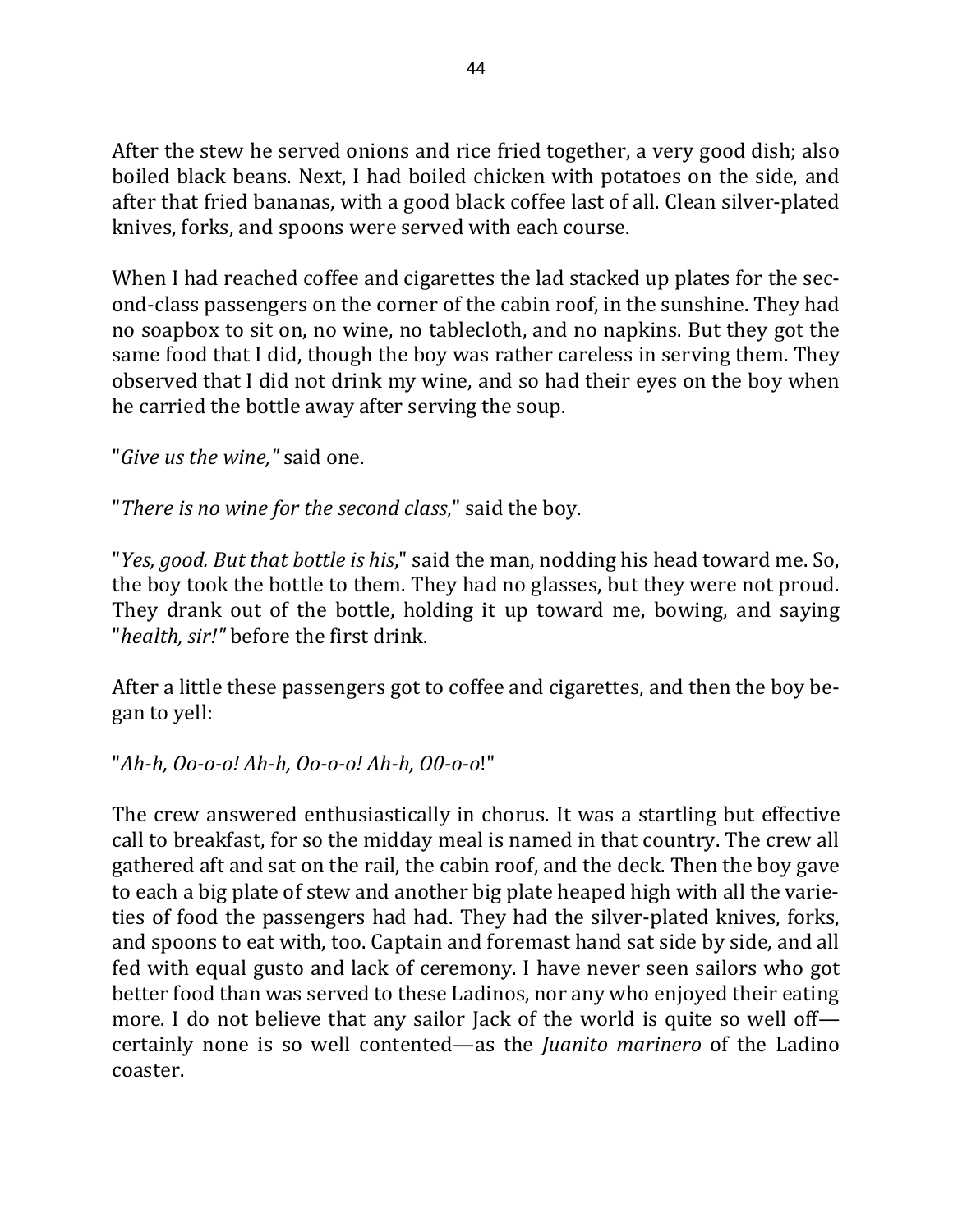After the stew he served onions and rice fried together, a very good dish; also boiled black beans. Next, I had boiled chicken with potatoes on the side, and after that fried bananas, with a good black coffee last of all. Clean silver-plated knives, forks, and spoons were served with each course.

When I had reached coffee and cigarettes the lad stacked up plates for the second-class passengers on the corner of the cabin roof, in the sunshine. They had no soapbox to sit on, no wine, no tablecloth, and no napkins. But they got the same food that I did, though the boy was rather careless in serving them. They observed that I did not drink my wine, and so had their eyes on the boy when he carried the bottle away after serving the soup.

"*Give us the wine,"* said one.

"*There is no wine for the second class*," said the boy.

"*Yes, good. But that bottle is his*," said the man, nodding his head toward me. So, the boy took the bottle to them. They had no glasses, but they were not proud. They drank out of the bottle, holding it up toward me, bowing, and saying "*health, sir!"* before the first drink.

After a little these passengers got to coffee and cigarettes, and then the boy began to yell:

"*Ah-h, Oo-o-o! Ah-h, Oo-o-o! Ah-h, O0-o-o*!"

The crew answered enthusiastically in chorus. It was a startling but effective call to breakfast, for so the midday meal is named in that country. The crew all gathered aft and sat on the rail, the cabin roof, and the deck. Then the boy gave to each a big plate of stew and another big plate heaped high with all the varieties of food the passengers had had. They had the silver-plated knives, forks, and spoons to eat with, too. Captain and foremast hand sat side by side, and all fed with equal gusto and lack of ceremony. I have never seen sailors who got better food than was served to these Ladinos, nor any who enjoyed their eating more. I do not believe that any sailor Jack of the world is quite so well off—certainly none is so well contented—as the *Juanito marinero* of the Ladino coaster.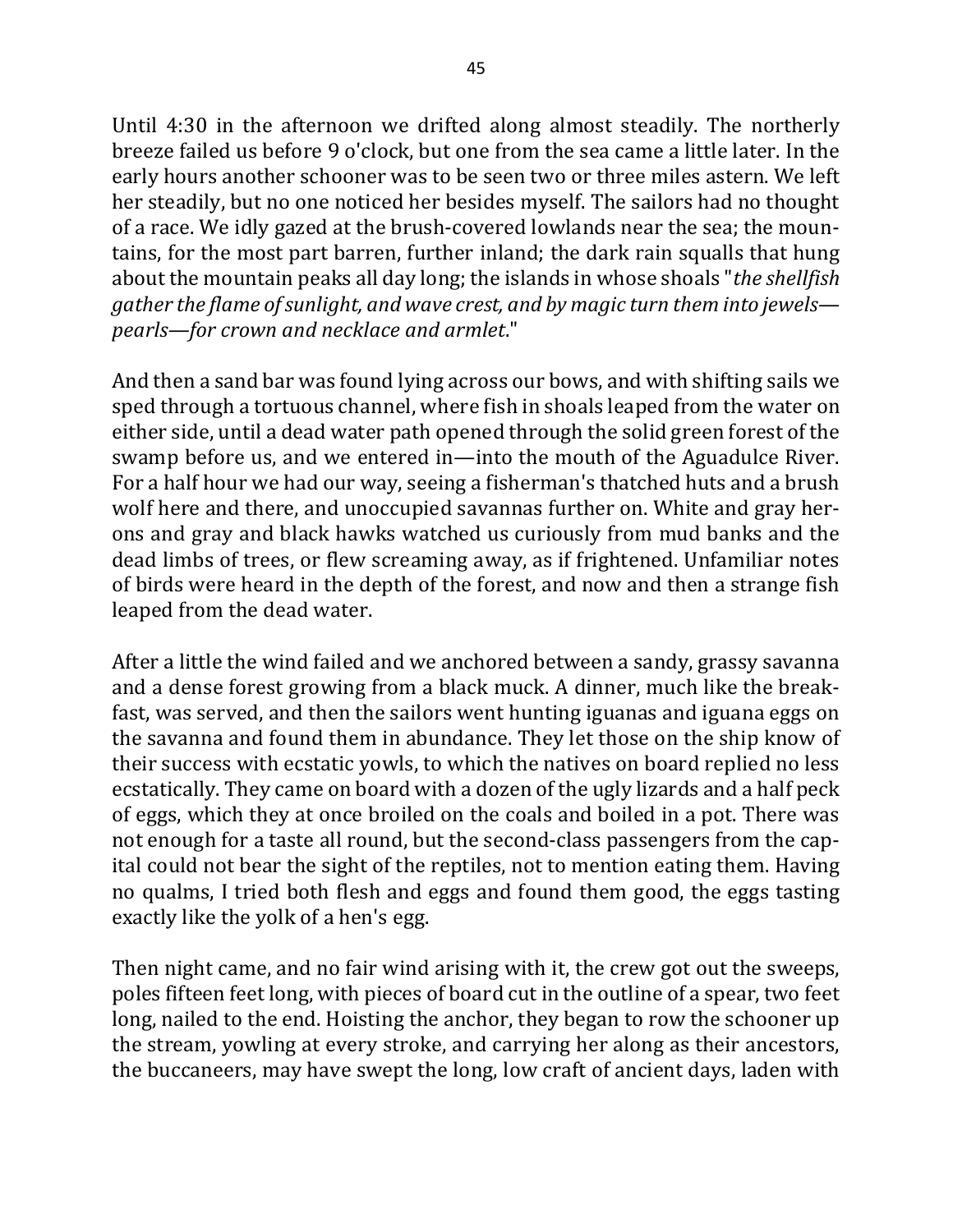Until 4:30 in the afternoon we drifted along almost steadily. The northerly breeze failed us before 9 o'clock, but one from the sea came a little later. In the early hours another schooner was to be seen two or three miles astern. We left her steadily, but no one noticed her besides myself. The sailors had no thought of a race. We idly gazed at the brush-covered lowlands near the sea; the mountains, for the most part barren, further inland; the dark rain squalls that hung about the mountain peaks all day long; the islands in whose shoals "*the shellfish gather the flame of sunlight, and wave crest, and by magic turn them into jewels—pearls—for crown and necklace and armlet*."

And then a sand bar was found lying across our bows, and with shifting sails we sped through a tortuous channel, where fish in shoals leaped from the water on either side, until a dead water path opened through the solid green forest of the swamp before us, and we entered in—into the mouth of the Aguadulce River. For a half hour we had our way, seeing a fisherman's thatched huts and a brush wolf here and there, and unoccupied savannas further on. White and gray herons and gray and black hawks watched us curiously from mud banks and the dead limbs of trees, or flew screaming away, as if frightened. Unfamiliar notes of birds were heard in the depth of the forest, and now and then a strange fish leaped from the dead water.

After a little the wind failed and we anchored between a sandy, grassy savanna and a dense forest growing from a black muck. A dinner, much like the breakfast, was served, and then the sailors went hunting iguanas and iguana eggs on the savanna and found them in abundance. They let those on the ship know of their success with ecstatic yowls, to which the natives on board replied no less ecstatically. They came on board with a dozen of the ugly lizards and a half peck of eggs, which they at once broiled on the coals and boiled in a pot. There was not enough for a taste all round, but the second-class passengers from the capital could not bear the sight of the reptiles, not to mention eating them. Having no qualms, I tried both flesh and eggs and found them good, the eggs tasting exactly like the yolk of a hen's egg.

Then night came, and no fair wind arising with it, the crew got out the sweeps, poles fifteen feet long, with pieces of board cut in the outline of a spear, two feet long, nailed to the end. Hoisting the anchor, they began to row the schooner up the stream, yowling at every stroke, and carrying her along as their ancestors, the buccaneers, may have swept the long, low craft of ancient days, laden with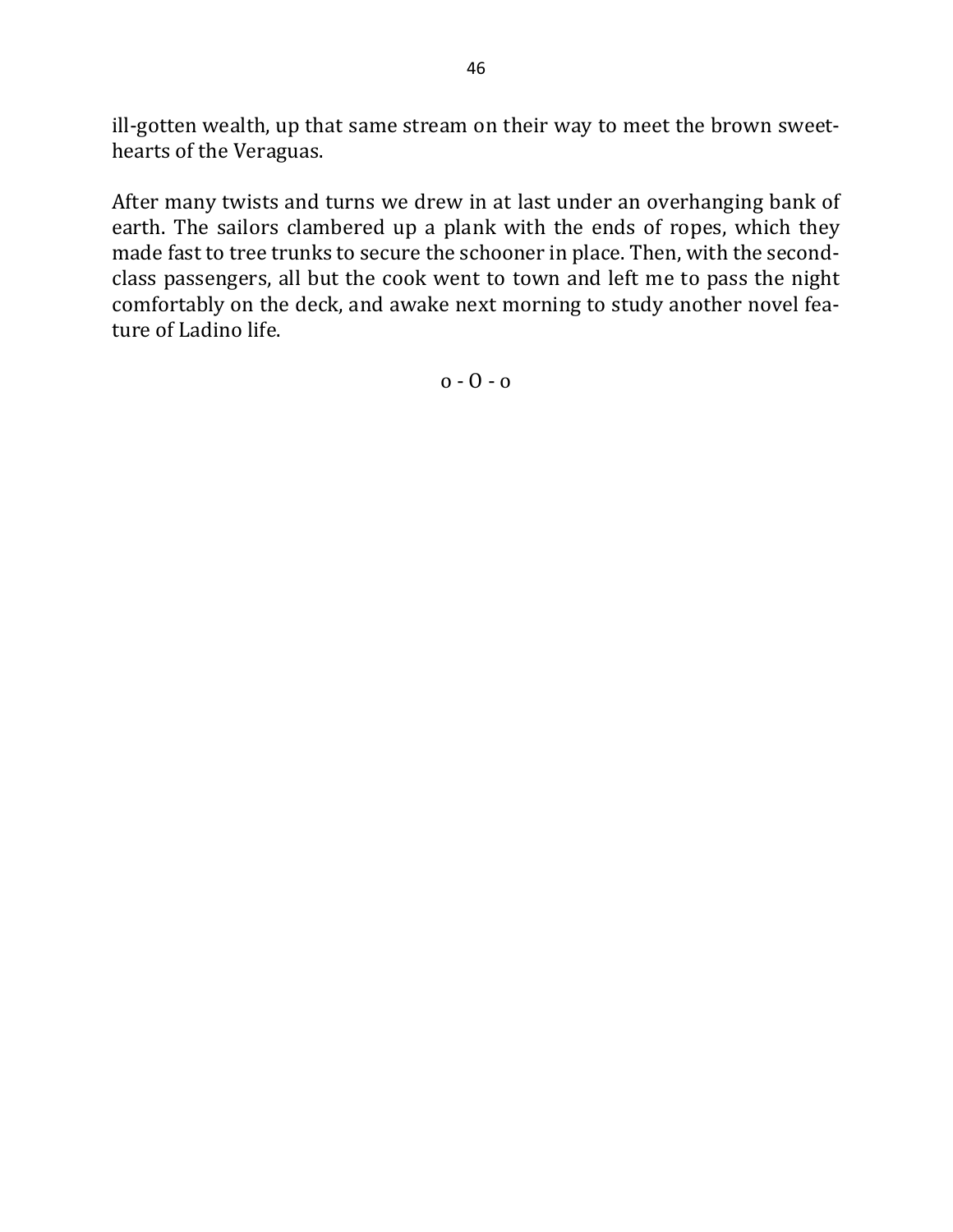ill-gotten wealth, up that same stream on their way to meet the brown sweethearts of the Veraguas.

After many twists and turns we drew in at last under an overhanging bank of earth. The sailors clambered up a plank with the ends of ropes, which they made fast to tree trunks to secure the schooner in place. Then, with the second-class passengers, all but the cook went to town and left me to pass the night comfortably on the deck, and awake next morning to study another novel feature of Ladino life.

o - O - o